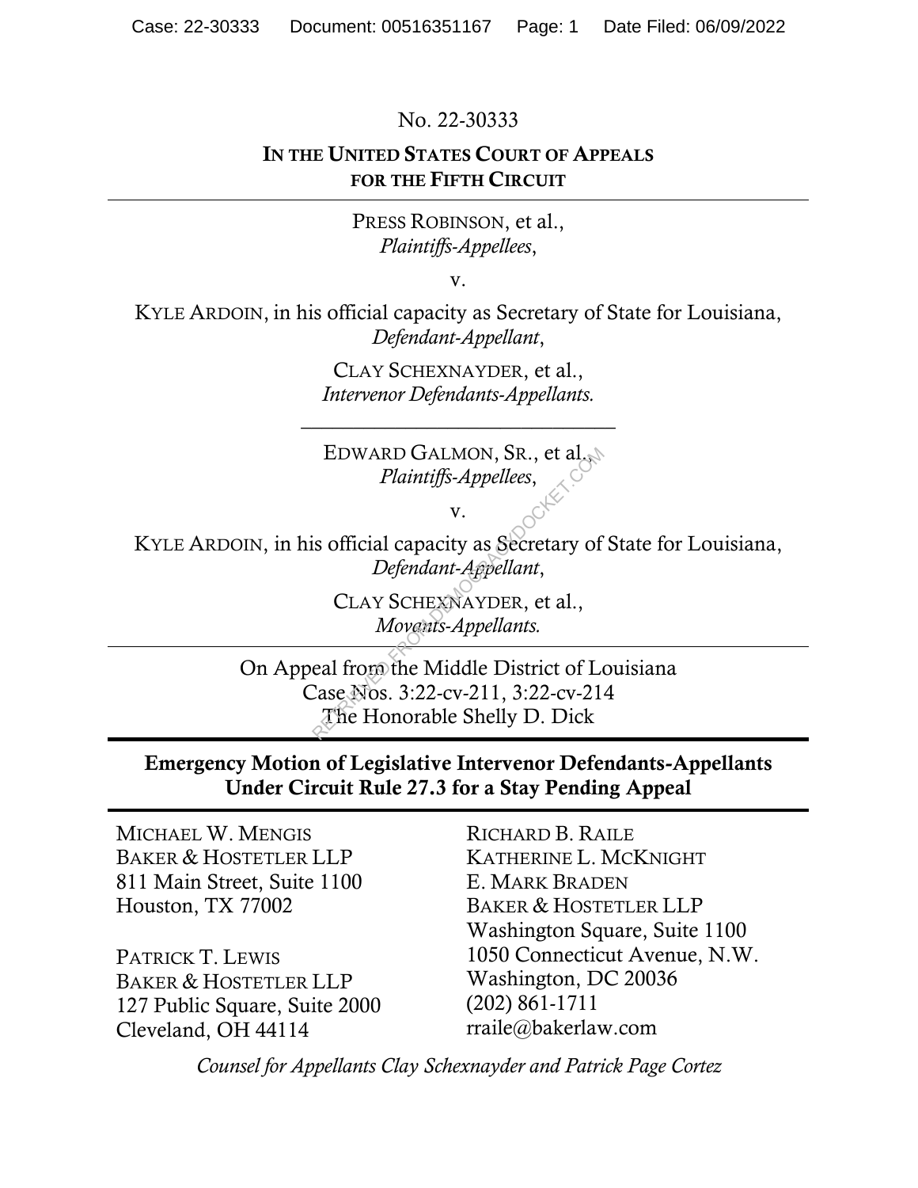No. 22-30333

**IN THE UNITED STATES COURT OF APPEALS FOR THE FIFTH CIRCUIT**

---

PRESS ROBINSON, et al.,
*Plaintiffs-Appellees*,

v.

KYLE ARDOIN, in his official capacity as Secretary of State for Louisiana,
*Defendant-Appellant*,

CLAY SCHEXNAYDER, et al.,
*Intervenor Defendants-Appellants.*

---

EDWARD GALMON, SR., et al.,
*Plaintiffs-Appellees*,

v.

KYLE ARDOIN, in his official capacity as Secretary of State for Louisiana,
*Defendant-Appellant*,

CLAY SCHEXNAYDER, et al.,
*Movants-Appellants.*

---

On Appeal from the Middle District of Louisiana
Case Nos. 3:22-cv-211, 3:22-cv-214
The Honorable Shelly D. Dick

---

**Emergency Motion of Legislative Intervenor Defendants-Appellants Under Circuit Rule 27.3 for a Stay Pending Appeal**

---

MICHAEL W. MENGIS
BAKER & HOSTETLER LLP
811 Main Street, Suite 1100
Houston, TX 77002

PATRICK T. LEWIS
BAKER & HOSTETLER LLP
127 Public Square, Suite 2000
Cleveland, OH 44114

RICHARD B. RAILE
KATHERINE L. MCKNIGHT
E. MARK BRADEN
BAKER & HOSTETLER LLP
Washington Square, Suite 1100
1050 Connecticut Avenue, N.W.
Washington, DC 20036
(202) 861-1711
rraile@bakerlaw.com

*Counsel for Appellants Clay Schexnayder and Patrick Page Cortez*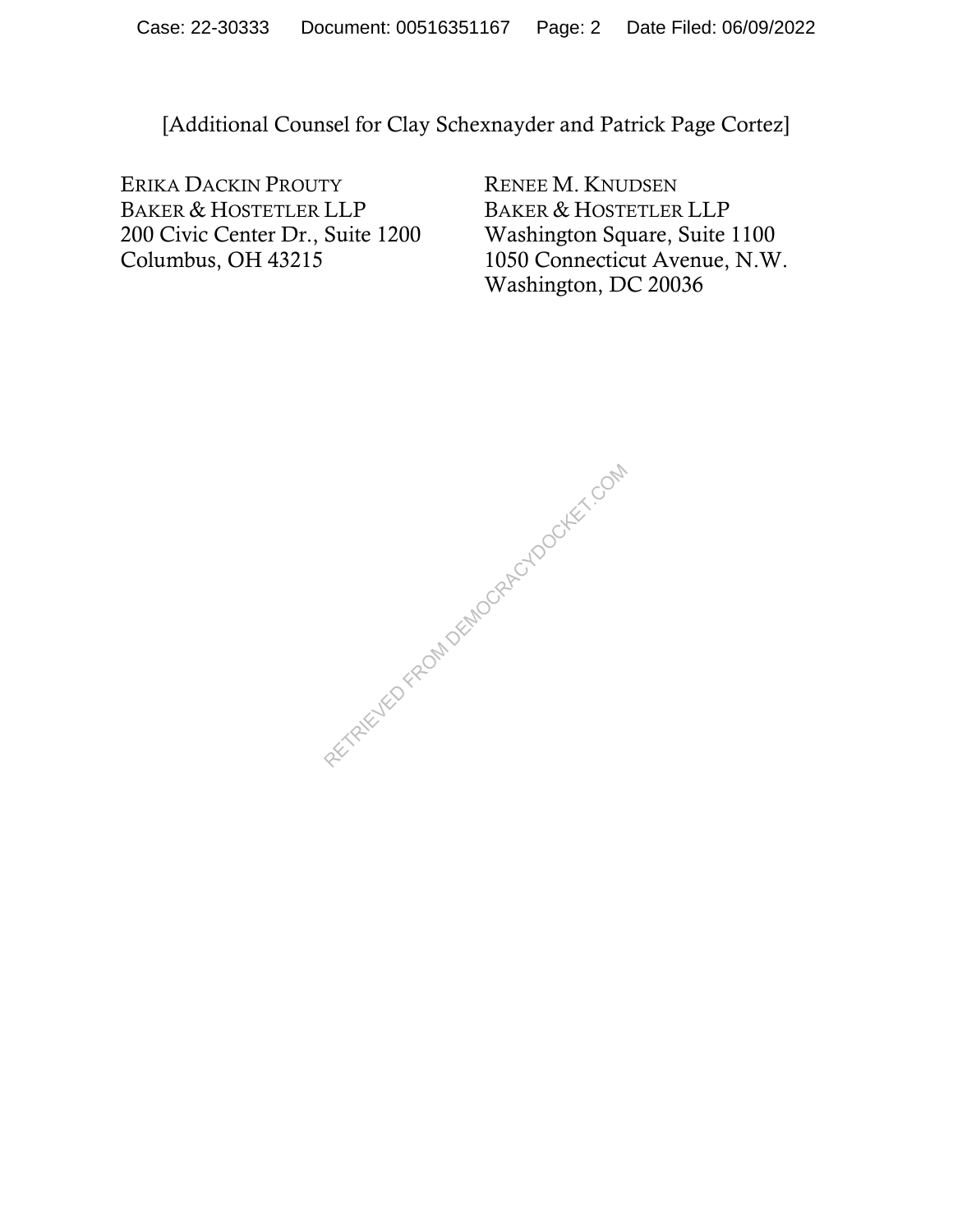[Additional Counsel for Clay Schexnayder and Patrick Page Cortez]

ERIKA DACKIN PROUTY
BAKER & HOSTETLER LLP
200 Civic Center Dr., Suite 1200
Columbus, OH 43215

RENEE M. KNUDSEN
BAKER & HOSTETLER LLP
Washington Square, Suite 1100
1050 Connecticut Avenue, N.W.
Washington, DC 20036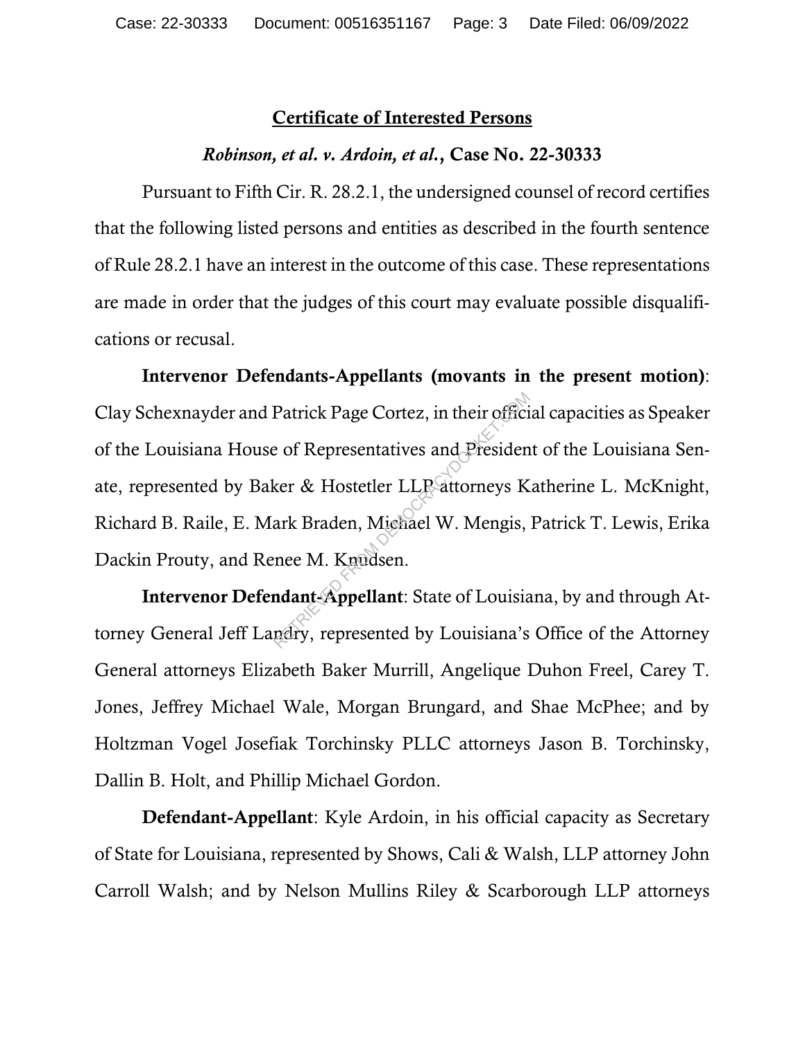## Certificate of Interested Persons

### *Robinson, et al. v. Ardoin, et al.*, Case No. 22-30333

Pursuant to Fifth Cir. R. 28.2.1, the undersigned counsel of record certifies that the following listed persons and entities as described in the fourth sentence of Rule 28.2.1 have an interest in the outcome of this case. These representations are made in order that the judges of this court may evaluate possible disqualifications or recusal.

**Intervenor Defendants-Appellants (movants in the present motion)**: Clay Schexnayder and Patrick Page Cortez, in their official capacities as Speaker of the Louisiana House of Representatives and President of the Louisiana Senate, represented by Baker & Hostetler LLP attorneys Katherine L. McKnight, Richard B. Raile, E. Mark Braden, Michael W. Mengis, Patrick T. Lewis, Erika Dackin Prouty, and Renee M. Knudsen.

**Intervenor Defendant-Appellant**: State of Louisiana, by and through Attorney General Jeff Landry, represented by Louisiana's Office of the Attorney General attorneys Elizabeth Baker Murrill, Angelique Duhon Freel, Carey T. Jones, Jeffrey Michael Wale, Morgan Brungard, and Shae McPhee; and by Holtzman Vogel Josefiak Torchinsky PLLC attorneys Jason B. Torchinsky, Dallin B. Holt, and Phillip Michael Gordon.

**Defendant-Appellant**: Kyle Ardoin, in his official capacity as Secretary of State for Louisiana, represented by Shows, Cali & Walsh, LLP attorney John Carroll Walsh; and by Nelson Mullins Riley & Scarborough LLP attorneys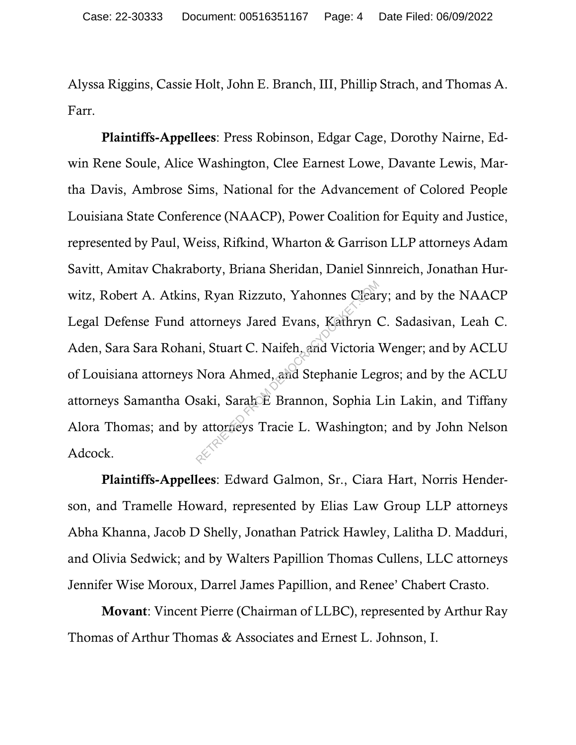Alyssa Riggins, Cassie Holt, John E. Branch, III, Phillip Strach, and Thomas A. Farr.

**Plaintiffs-Appellees**: Press Robinson, Edgar Cage, Dorothy Nairne, Edwin Rene Soule, Alice Washington, Clee Earnest Lowe, Davante Lewis, Martha Davis, Ambrose Sims, National for the Advancement of Colored People Louisiana State Conference (NAACP), Power Coalition for Equity and Justice, represented by Paul, Weiss, Rifkind, Wharton & Garrison LLP attorneys Adam Savitt, Amitav Chakraborty, Briana Sheridan, Daniel Sinnreich, Jonathan Hurwitz, Robert A. Atkins, Ryan Rizzuto, Yahonnes Cleary; and by the NAACP Legal Defense Fund attorneys Jared Evans, Kathryn C. Sadasivan, Leah C. Aden, Sara Sara Rohani, Stuart C. Naifeh, and Victoria Wenger; and by ACLU of Louisiana attorneys Nora Ahmed, and Stephanie Legros; and by the ACLU attorneys Samantha Osaki, Sarah E Brannon, Sophia Lin Lakin, and Tiffany Alora Thomas; and by attorneys Tracie L. Washington; and by John Nelson Adcock.

**Plaintiffs-Appellees**: Edward Galmon, Sr., Ciara Hart, Norris Henderson, and Tramelle Howard, represented by Elias Law Group LLP attorneys Abha Khanna, Jacob D Shelly, Jonathan Patrick Hawley, Lalitha D. Madduri, and Olivia Sedwick; and by Walters Papillion Thomas Cullens, LLC attorneys Jennifer Wise Moroux, Darrel James Papillion, and Renee' Chabert Crasto.

**Movant**: Vincent Pierre (Chairman of LLBC), represented by Arthur Ray Thomas of Arthur Thomas & Associates and Ernest L. Johnson, I.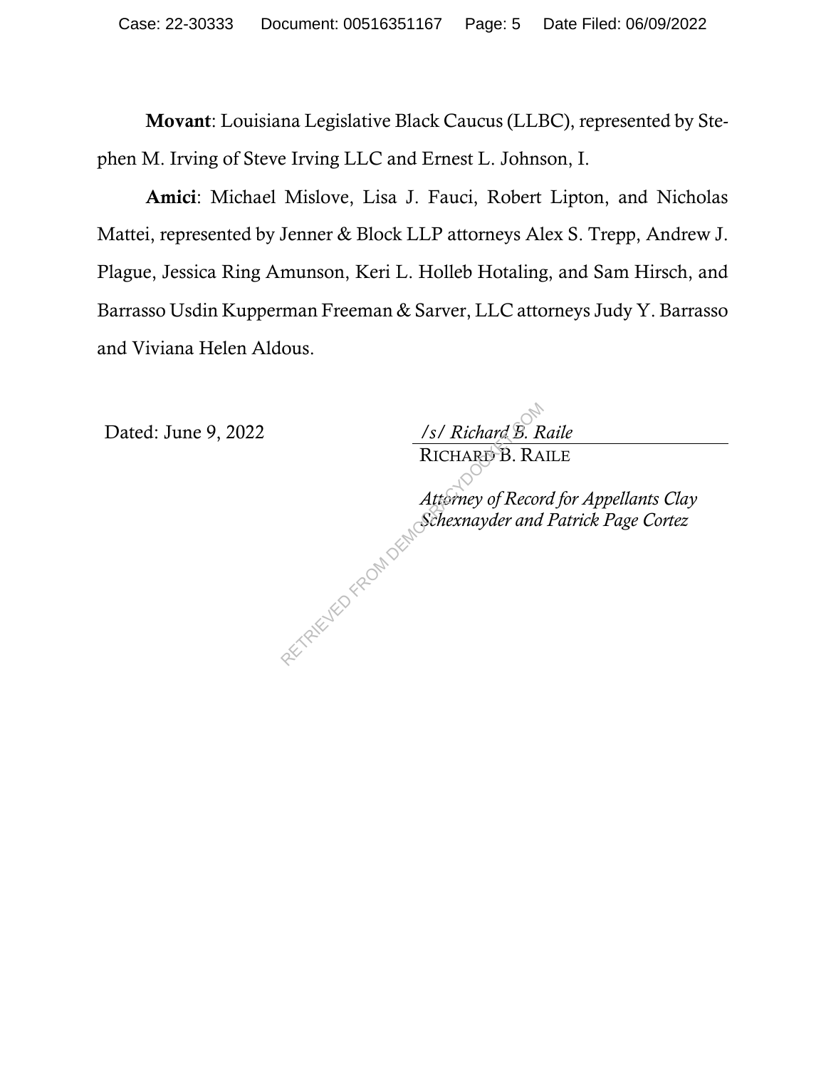**Movant**: Louisiana Legislative Black Caucus (LLBC), represented by Stephen M. Irving of Steve Irving LLC and Ernest L. Johnson, I.

**Amici**: Michael Mislove, Lisa J. Fauci, Robert Lipton, and Nicholas Mattei, represented by Jenner & Block LLP attorneys Alex S. Trepp, Andrew J. Plague, Jessica Ring Amunson, Keri L. Holleb Hotaling, and Sam Hirsch, and Barrasso Usdin Kupperman Freeman & Sarver, LLC attorneys Judy Y. Barrasso and Viviana Helen Aldous.

Dated: June 9, 2022

*/s/ Richard B. Raile*
RICHARD B. RAILE

*Attorney of Record for Appellants Clay Schexnayder and Patrick Page Cortez*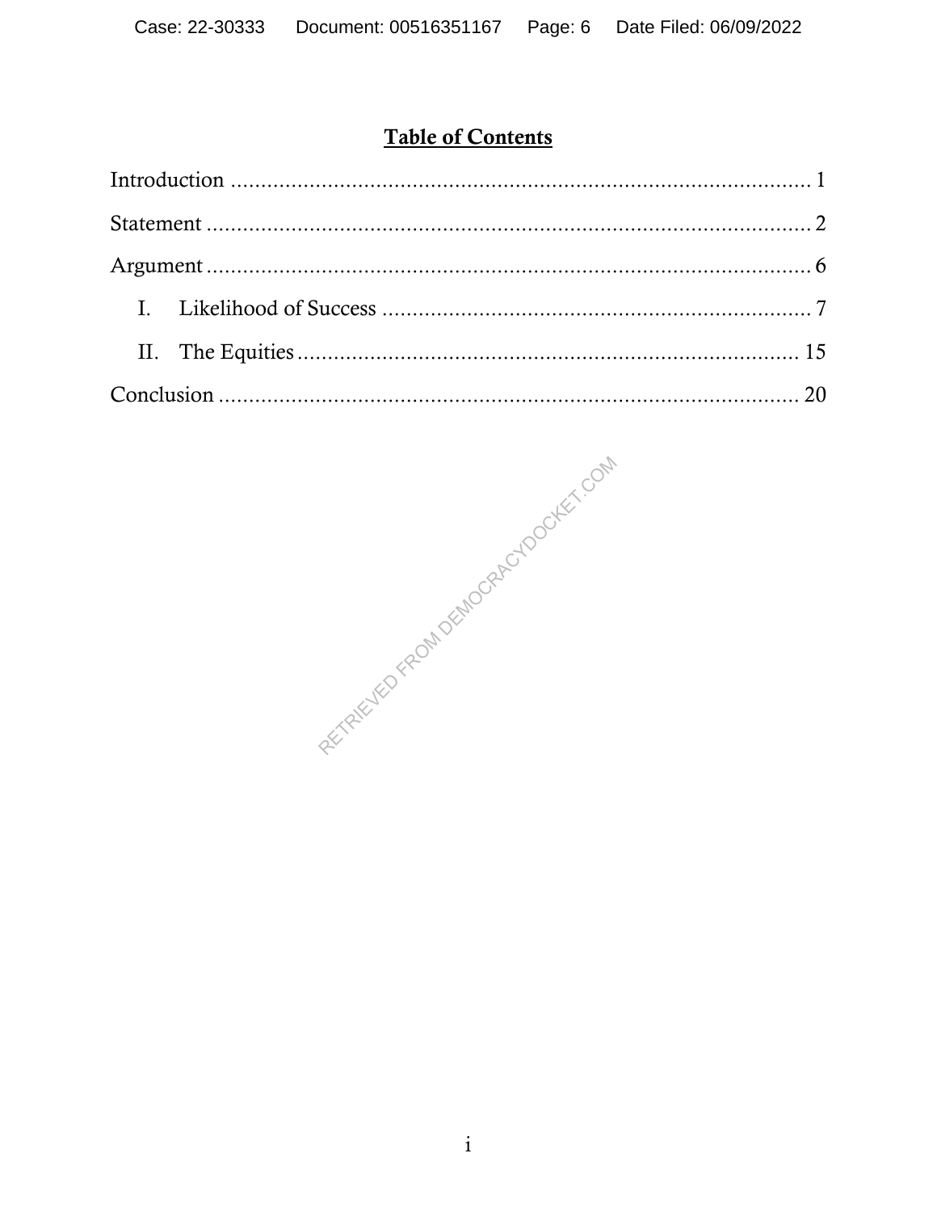# Table of Contents

Introduction ........................................................................................ 1

Statement ............................................................................................ 2

Argument ............................................................................................ 6

I. Likelihood of Success ........................................................................ 7

II. The Equities ..................................................................................... 15

Conclusion .......................................................................................... 20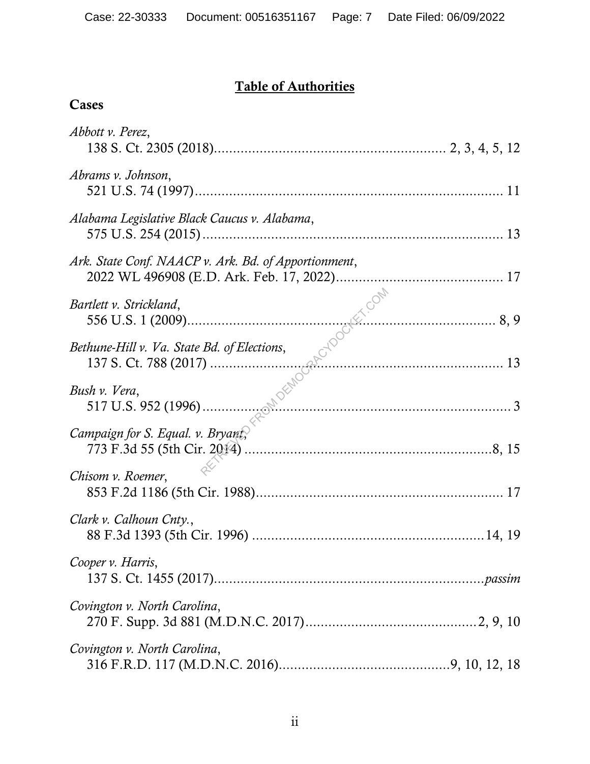# Table of Authorities

## Cases

*Abbott v. Perez*,
138 S. Ct. 2305 (2018)........................................................ 2, 3, 4, 5, 12

*Abrams v. Johnson*,
521 U.S. 74 (1997)............................................................................ 11

*Alabama Legislative Black Caucus v. Alabama*,
575 U.S. 254 (2015).......................................................................... 13

*Ark. State Conf. NAACP v. Ark. Bd. of Apportionment*,
2022 WL 496908 (E.D. Ark. Feb. 17, 2022)......................................... 17

*Bartlett v. Strickland*,
556 U.S. 1 (2009)........................................................................... 8, 9

*Bethune-Hill v. Va. State Bd. of Elections*,
137 S. Ct. 788 (2017)........................................................................ 13

*Bush v. Vera*,
517 U.S. 952 (1996)............................................................................ 3

*Campaign for S. Equal. v. Bryant*,
773 F.3d 55 (5th Cir. 2014)............................................................. 8, 15

*Chisom v. Roemer*,
853 F.2d 1186 (5th Cir. 1988)............................................................ 17

*Clark v. Calhoun Cnty.*,
88 F.3d 1393 (5th Cir. 1996)......................................................... 14, 19

*Cooper v. Harris*,
137 S. Ct. 1455 (2017)................................................................ *passim*

*Covington v. North Carolina*,
270 F. Supp. 3d 881 (M.D.N.C. 2017)......................................... 2, 9, 10

*Covington v. North Carolina*,
316 F.R.D. 117 (M.D.N.C. 2016)........................................ 9, 10, 12, 18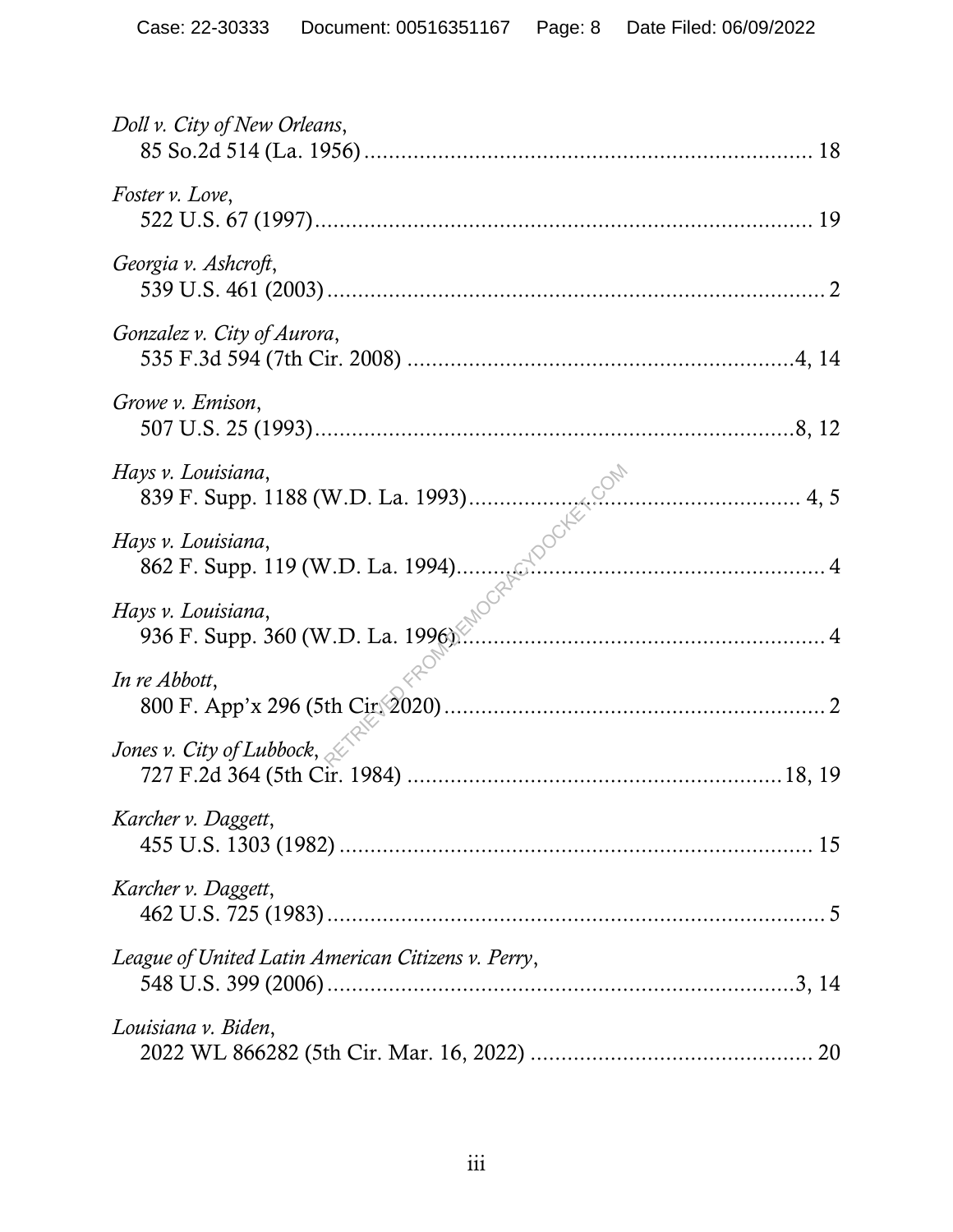*Doll v. City of New Orleans*,
85 So.2d 514 (La. 1956) ........................................................................ 18

*Foster v. Love*,
522 U.S. 67 (1997) ................................................................................ 19

*Georgia v. Ashcroft*,
539 U.S. 461 (2003) ................................................................................ 2

*Gonzalez v. City of Aurora*,
535 F.3d 594 (7th Cir. 2008) ................................................................ 4, 14

*Growe v. Emison*,
507 U.S. 25 (1993) .............................................................................. 8, 12

*Hays v. Louisiana*,
839 F. Supp. 1188 (W.D. La. 1993) ....................................................... 4, 5

*Hays v. Louisiana*,
862 F. Supp. 119 (W.D. La. 1994) ............................................................ 4

*Hays v. Louisiana*,
936 F. Supp. 360 (W.D. La. 1996) ............................................................ 4

*In re Abbott*,
800 F. App'x 296 (5th Cir. 2020) .............................................................. 2

*Jones v. City of Lubbock*,
727 F.2d 364 (5th Cir. 1984) ............................................................. 18, 19

*Karcher v. Daggett*,
455 U.S. 1303 (1982) .............................................................................. 15

*Karcher v. Daggett*,
462 U.S. 725 (1983) ................................................................................. 5

*League of United Latin American Citizens v. Perry*,
548 U.S. 399 (2006) ............................................................................ 3, 14

*Louisiana v. Biden*,
2022 WL 866282 (5th Cir. Mar. 16, 2022) ............................................. 20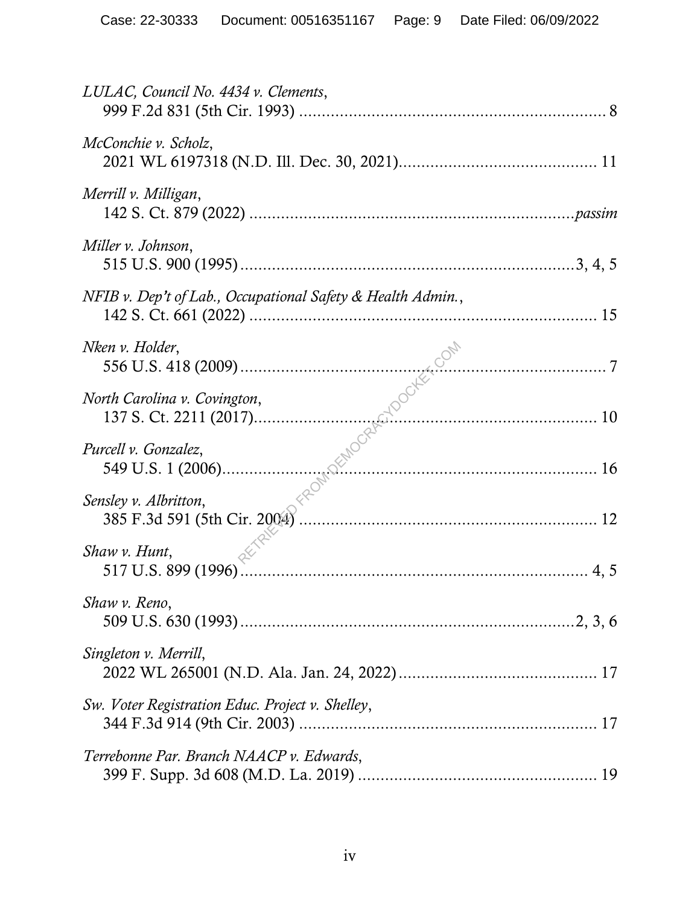*LULAC, Council No. 4434 v. Clements*,
999 F.2d 831 (5th Cir. 1993) .................................................................... 8

*McConchie v. Scholz*,
2021 WL 6197318 (N.D. Ill. Dec. 30, 2021)........................................... 11

*Merrill v. Milligan*,
142 S. Ct. 879 (2022) .......................................................................*passim*

*Miller v. Johnson*,
515 U.S. 900 (1995).........................................................................3, 4, 5

*NFIB v. Dep't of Lab., Occupational Safety & Health Admin.*,
142 S. Ct. 661 (2022) ............................................................................ 15

*Nken v. Holder*,
556 U.S. 418 (2009)................................................................................. 7

*North Carolina v. Covington*,
137 S. Ct. 2211 (2017)........................................................................... 10

*Purcell v. Gonzalez*,
549 U.S. 1 (2006)................................................................................... 16

*Sensley v. Albritton*,
385 F.3d 591 (5th Cir. 2004) ................................................................. 12

*Shaw v. Hunt*,
517 U.S. 899 (1996)............................................................................ 4, 5

*Shaw v. Reno*,
509 U.S. 630 (1993)..........................................................................2, 3, 6

*Singleton v. Merrill*,
2022 WL 265001 (N.D. Ala. Jan. 24, 2022)............................................ 17

*Sw. Voter Registration Educ. Project v. Shelley*,
344 F.3d 914 (9th Cir. 2003) ................................................................. 17

*Terrebonne Par. Branch NAACP v. Edwards*,
399 F. Supp. 3d 608 (M.D. La. 2019) .................................................... 19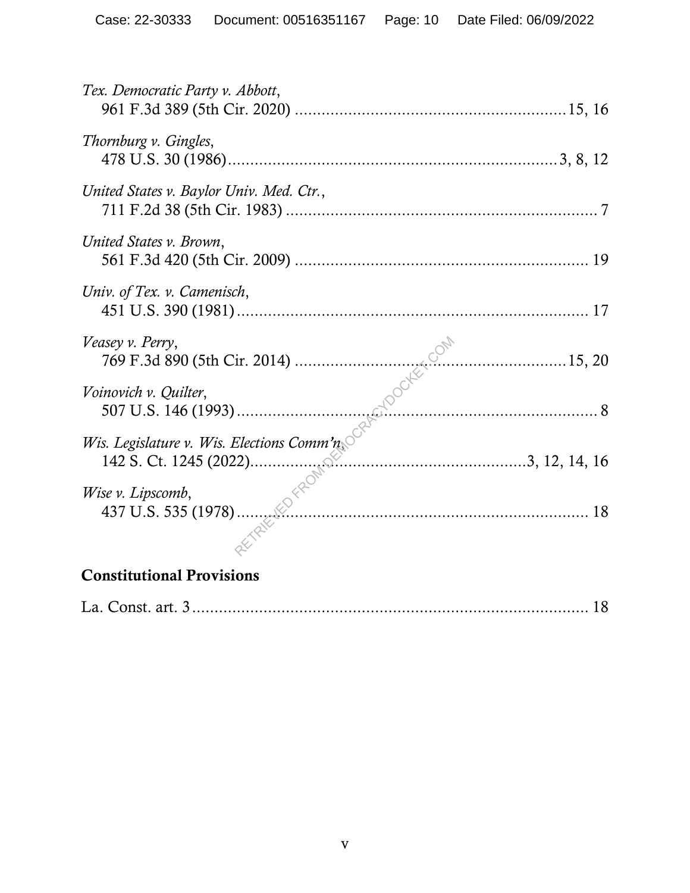*Tex. Democratic Party v. Abbott*,
961 F.3d 389 (5th Cir. 2020) ............................................................15, 16

*Thornburg v. Gingles*,
478 U.S. 30 (1986).........................................................................3, 8, 12

*United States v. Baylor Univ. Med. Ctr.*,
711 F.2d 38 (5th Cir. 1983) ..................................................................... 7

*United States v. Brown*,
561 F.3d 420 (5th Cir. 2009) ................................................................. 19

*Univ. of Tex. v. Camenisch*,
451 U.S. 390 (1981) ............................................................................... 17

*Veasey v. Perry*,
769 F.3d 890 (5th Cir. 2014) ..............................................................15, 20

*Voinovich v. Quilter*,
507 U.S. 146 (1993) ................................................................................. 8

*Wis. Legislature v. Wis. Elections Comm'n*,
142 S. Ct. 1245 (2022)............................................................3, 12, 14, 16

*Wise v. Lipscomb*,
437 U.S. 535 (1978) ............................................................................... 18

## Constitutional Provisions

La. Const. art. 3 ......................................................................................... 18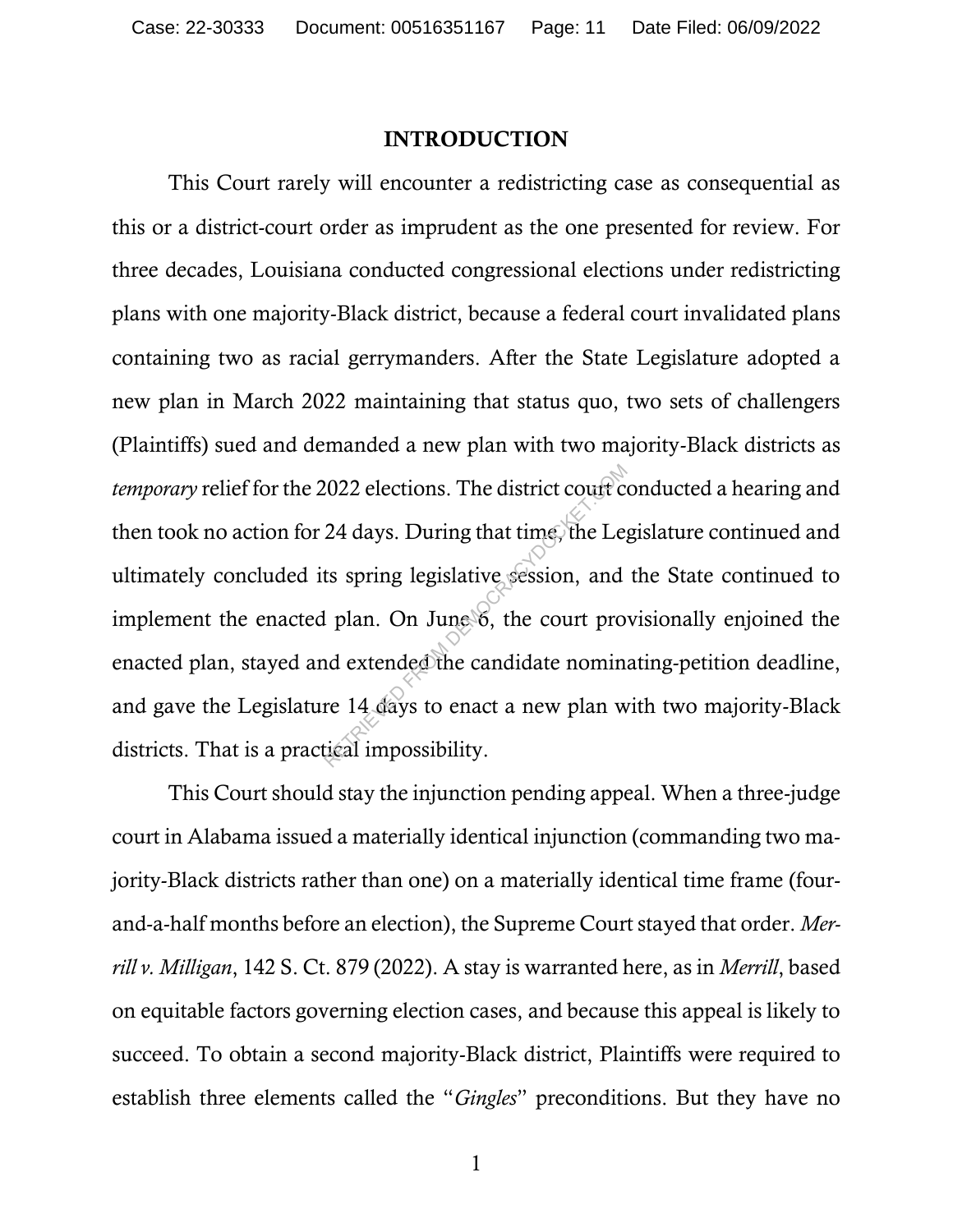# INTRODUCTION

This Court rarely will encounter a redistricting case as consequential as this or a district-court order as imprudent as the one presented for review. For three decades, Louisiana conducted congressional elections under redistricting plans with one majority-Black district, because a federal court invalidated plans containing two as racial gerrymanders. After the State Legislature adopted a new plan in March 2022 maintaining that status quo, two sets of challengers (Plaintiffs) sued and demanded a new plan with two majority-Black districts as *temporary* relief for the 2022 elections. The district court conducted a hearing and then took no action for 24 days. During that time, the Legislature continued and ultimately concluded its spring legislative session, and the State continued to implement the enacted plan. On June 6, the court provisionally enjoined the enacted plan, stayed and extended the candidate nominating-petition deadline, and gave the Legislature 14 days to enact a new plan with two majority-Black districts. That is a practical impossibility.

This Court should stay the injunction pending appeal. When a three-judge court in Alabama issued a materially identical injunction (commanding two majority-Black districts rather than one) on a materially identical time frame (four-and-a-half months before an election), the Supreme Court stayed that order. *Merrill v. Milligan*, 142 S. Ct. 879 (2022). A stay is warranted here, as in *Merrill*, based on equitable factors governing election cases, and because this appeal is likely to succeed. To obtain a second majority-Black district, Plaintiffs were required to establish three elements called the "*Gingles*" preconditions. But they have no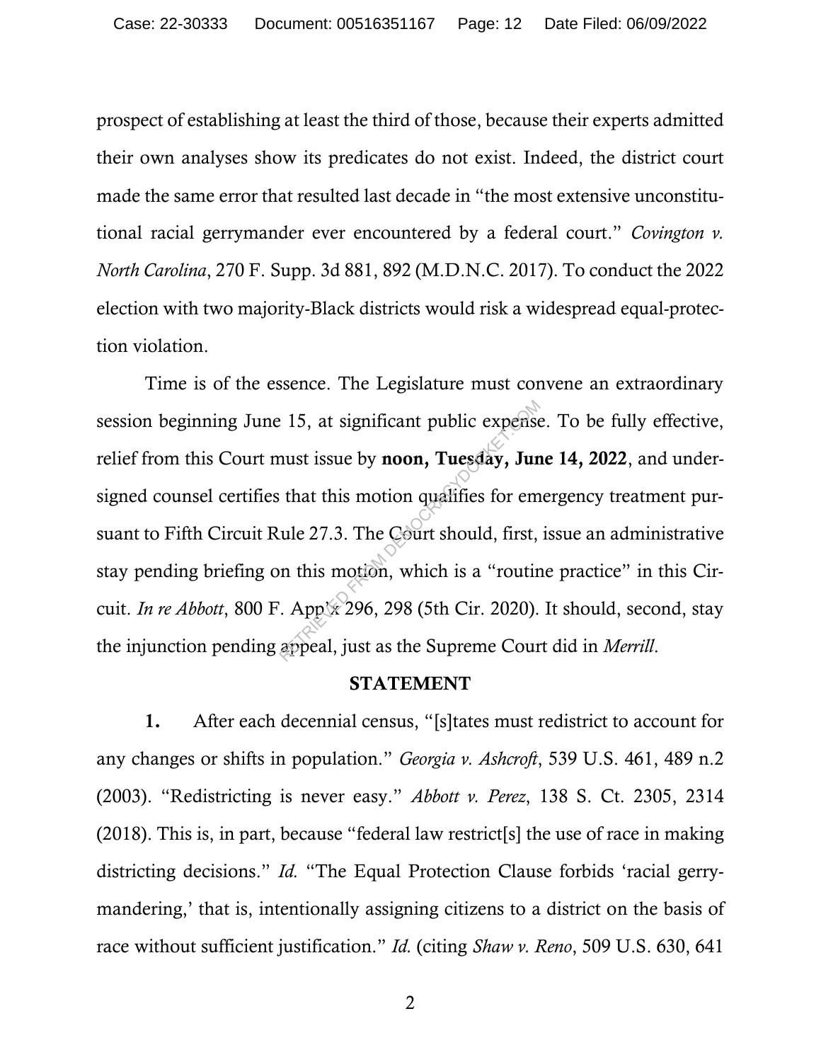prospect of establishing at least the third of those, because their experts admitted their own analyses show its predicates do not exist. Indeed, the district court made the same error that resulted last decade in "the most extensive unconstitutional racial gerrymander ever encountered by a federal court." *Covington v. North Carolina*, 270 F. Supp. 3d 881, 892 (M.D.N.C. 2017). To conduct the 2022 election with two majority-Black districts would risk a widespread equal-protection violation.

Time is of the essence. The Legislature must convene an extraordinary session beginning June 15, at significant public expense. To be fully effective, relief from this Court must issue by **noon, Tuesday, June 14, 2022**, and undersigned counsel certifies that this motion qualifies for emergency treatment pursuant to Fifth Circuit Rule 27.3. The Court should, first, issue an administrative stay pending briefing on this motion, which is a "routine practice" in this Circuit. *In re Abbott*, 800 F. App'x 296, 298 (5th Cir. 2020). It should, second, stay the injunction pending appeal, just as the Supreme Court did in *Merrill*.

## STATEMENT

**1.** After each decennial census, "[s]tates must redistrict to account for any changes or shifts in population." *Georgia v. Ashcroft*, 539 U.S. 461, 489 n.2 (2003). "Redistricting is never easy." *Abbott v. Perez*, 138 S. Ct. 2305, 2314 (2018). This is, in part, because "federal law restrict[s] the use of race in making districting decisions." *Id.* "The Equal Protection Clause forbids 'racial gerrymandering,' that is, intentionally assigning citizens to a district on the basis of race without sufficient justification." *Id.* (citing *Shaw v. Reno*, 509 U.S. 630, 641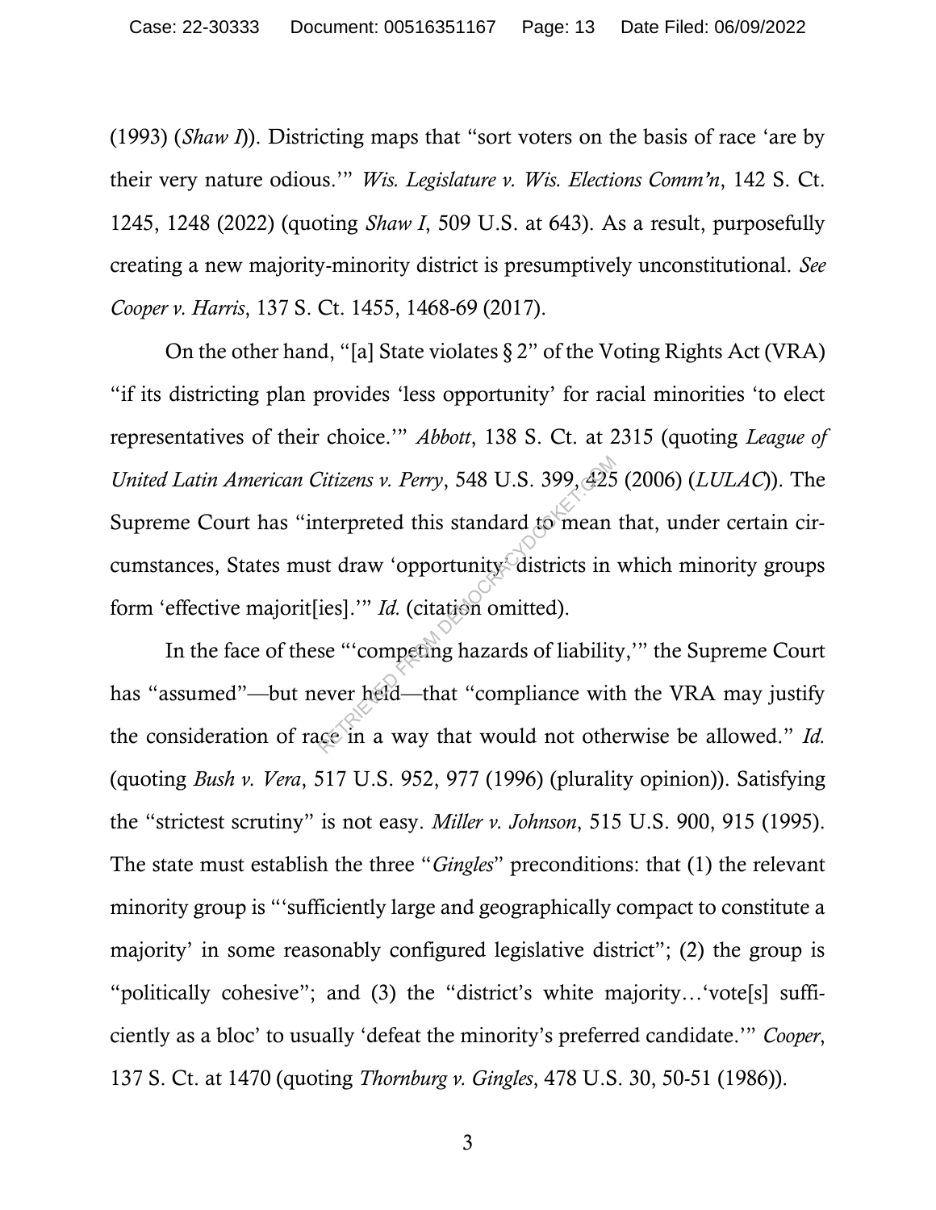(1993) (*Shaw I*)). Districting maps that "sort voters on the basis of race 'are by their very nature odious.'" *Wis. Legislature v. Wis. Elections Comm'n*, 142 S. Ct. 1245, 1248 (2022) (quoting *Shaw I*, 509 U.S. at 643). As a result, purposefully creating a new majority-minority district is presumptively unconstitutional. *See Cooper v. Harris*, 137 S. Ct. 1455, 1468-69 (2017).

On the other hand, "[a] State violates § 2" of the Voting Rights Act (VRA) "if its districting plan provides 'less opportunity' for racial minorities 'to elect representatives of their choice.'" *Abbott*, 138 S. Ct. at 2315 (quoting *League of United Latin American Citizens v. Perry*, 548 U.S. 399, 425 (2006) (*LULAC*)). The Supreme Court has "interpreted this standard to mean that, under certain circumstances, States must draw 'opportunity' districts in which minority groups form 'effective majorit[ies].'" *Id.* (citation omitted).

In the face of these "'competing hazards of liability,'" the Supreme Court has "assumed"—but never held—that "compliance with the VRA may justify the consideration of race in a way that would not otherwise be allowed." *Id.* (quoting *Bush v. Vera*, 517 U.S. 952, 977 (1996) (plurality opinion)). Satisfying the "strictest scrutiny" is not easy. *Miller v. Johnson*, 515 U.S. 900, 915 (1995). The state must establish the three "*Gingles*" preconditions: that (1) the relevant minority group is "'sufficiently large and geographically compact to constitute a majority' in some reasonably configured legislative district"; (2) the group is "politically cohesive"; and (3) the "district's white majority…'vote[s] sufficiently as a bloc' to usually 'defeat the minority's preferred candidate.'" *Cooper*, 137 S. Ct. at 1470 (quoting *Thornburg v. Gingles*, 478 U.S. 30, 50-51 (1986)).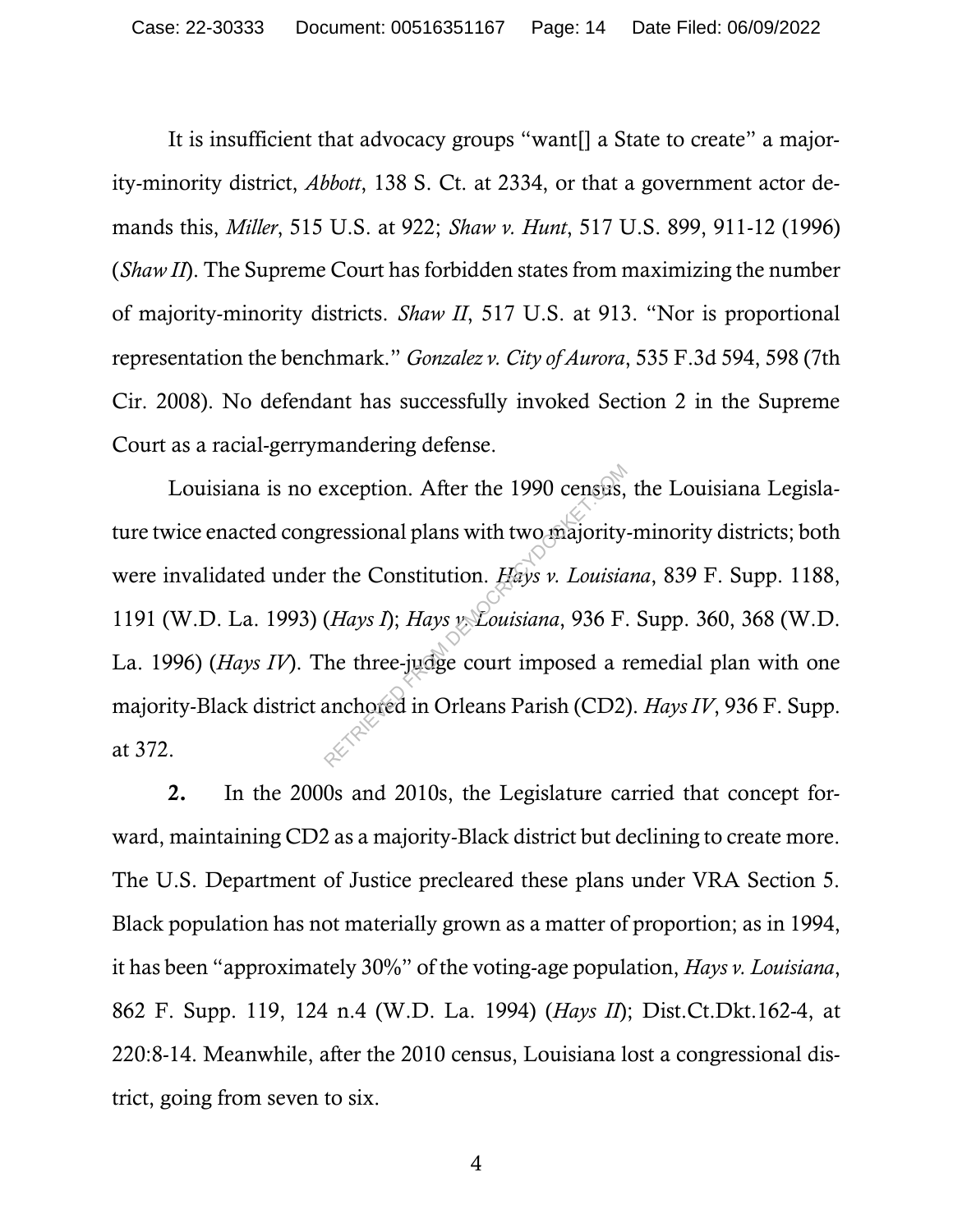It is insufficient that advocacy groups "want[] a State to create" a majority-minority district, *Abbott*, 138 S. Ct. at 2334, or that a government actor demands this, *Miller*, 515 U.S. at 922; *Shaw v. Hunt*, 517 U.S. 899, 911-12 (1996) (*Shaw II*). The Supreme Court has forbidden states from maximizing the number of majority-minority districts. *Shaw II*, 517 U.S. at 913. "Nor is proportional representation the benchmark." *Gonzalez v. City of Aurora*, 535 F.3d 594, 598 (7th Cir. 2008). No defendant has successfully invoked Section 2 in the Supreme Court as a racial-gerrymandering defense.

Louisiana is no exception. After the 1990 census, the Louisiana Legislature twice enacted congressional plans with two majority-minority districts; both were invalidated under the Constitution. *Hays v. Louisiana*, 839 F. Supp. 1188, 1191 (W.D. La. 1993) (*Hays I*); *Hays v. Louisiana*, 936 F. Supp. 360, 368 (W.D. La. 1996) (*Hays IV*). The three-judge court imposed a remedial plan with one majority-Black district anchored in Orleans Parish (CD2). *Hays IV*, 936 F. Supp. at 372.

**2.** In the 2000s and 2010s, the Legislature carried that concept forward, maintaining CD2 as a majority-Black district but declining to create more. The U.S. Department of Justice precleared these plans under VRA Section 5. Black population has not materially grown as a matter of proportion; as in 1994, it has been "approximately 30%" of the voting-age population, *Hays v. Louisiana*, 862 F. Supp. 119, 124 n.4 (W.D. La. 1994) (*Hays II*); Dist.Ct.Dkt.162-4, at 220:8-14. Meanwhile, after the 2010 census, Louisiana lost a congressional district, going from seven to six.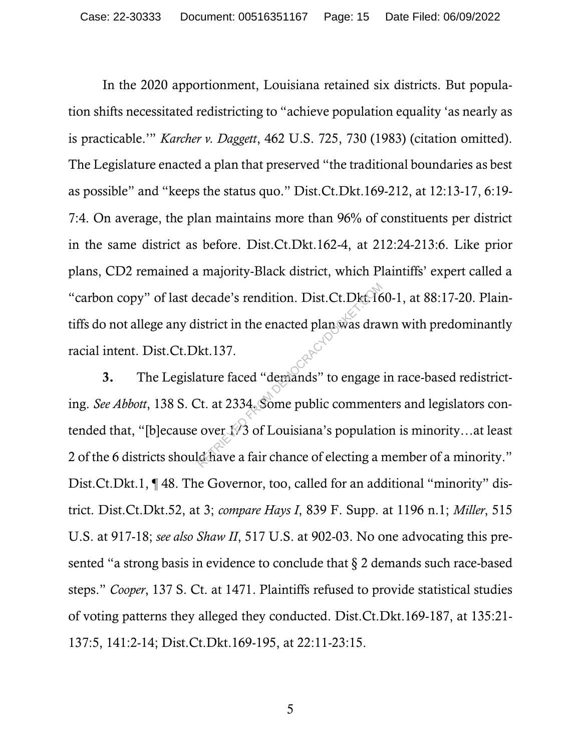In the 2020 apportionment, Louisiana retained six districts. But population shifts necessitated redistricting to "achieve population equality 'as nearly as is practicable.'" *Karcher v. Daggett*, 462 U.S. 725, 730 (1983) (citation omitted). The Legislature enacted a plan that preserved "the traditional boundaries as best as possible" and "keeps the status quo." Dist.Ct.Dkt.169-212, at 12:13-17, 6:19-7:4. On average, the plan maintains more than 96% of constituents per district in the same district as before. Dist.Ct.Dkt.162-4, at 212:24-213:6. Like prior plans, CD2 remained a majority-Black district, which Plaintiffs' expert called a "carbon copy" of last decade's rendition. Dist.Ct.Dkt.160-1, at 88:17-20. Plaintiffs do not allege any district in the enacted plan was drawn with predominantly racial intent. Dist.Ct.Dkt.137.

**3.** The Legislature faced "demands" to engage in race-based redistricting. *See Abbott*, 138 S. Ct. at 2334. Some public commenters and legislators contended that, "[b]ecause over 1/3 of Louisiana's population is minority…at least 2 of the 6 districts should have a fair chance of electing a member of a minority." Dist.Ct.Dkt.1, ¶ 48. The Governor, too, called for an additional "minority" district. Dist.Ct.Dkt.52, at 3; *compare Hays I*, 839 F. Supp. at 1196 n.1; *Miller*, 515 U.S. at 917-18; *see also Shaw II*, 517 U.S. at 902-03. No one advocating this presented "a strong basis in evidence to conclude that § 2 demands such race-based steps." *Cooper*, 137 S. Ct. at 1471. Plaintiffs refused to provide statistical studies of voting patterns they alleged they conducted. Dist.Ct.Dkt.169-187, at 135:21-137:5, 141:2-14; Dist.Ct.Dkt.169-195, at 22:11-23:15.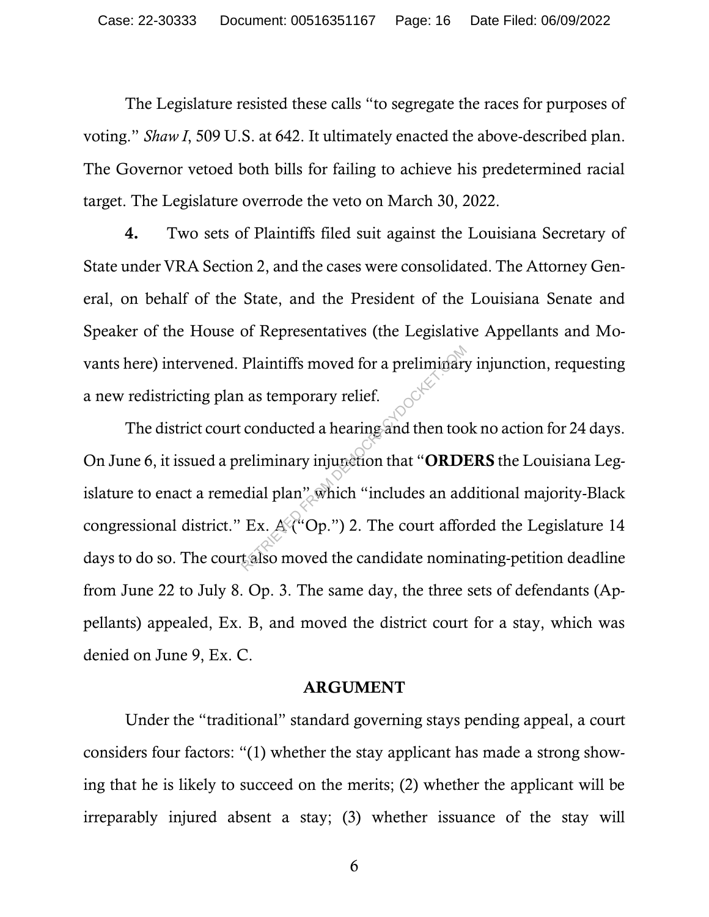The Legislature resisted these calls "to segregate the races for purposes of voting." *Shaw I*, 509 U.S. at 642. It ultimately enacted the above-described plan. The Governor vetoed both bills for failing to achieve his predetermined racial target. The Legislature overrode the veto on March 30, 2022.

**4.** Two sets of Plaintiffs filed suit against the Louisiana Secretary of State under VRA Section 2, and the cases were consolidated. The Attorney General, on behalf of the State, and the President of the Louisiana Senate and Speaker of the House of Representatives (the Legislative Appellants and Movants here) intervened. Plaintiffs moved for a preliminary injunction, requesting a new redistricting plan as temporary relief.

The district court conducted a hearing and then took no action for 24 days. On June 6, it issued a preliminary injunction that "**ORDERS** the Louisiana Legislature to enact a remedial plan" which "includes an additional majority-Black congressional district." Ex. A ("Op.") 2. The court afforded the Legislature 14 days to do so. The court also moved the candidate nominating-petition deadline from June 22 to July 8. Op. 3. The same day, the three sets of defendants (Appellants) appealed, Ex. B, and moved the district court for a stay, which was denied on June 9, Ex. C.

## ARGUMENT

Under the "traditional" standard governing stays pending appeal, a court considers four factors: "(1) whether the stay applicant has made a strong showing that he is likely to succeed on the merits; (2) whether the applicant will be irreparably injured absent a stay; (3) whether issuance of the stay will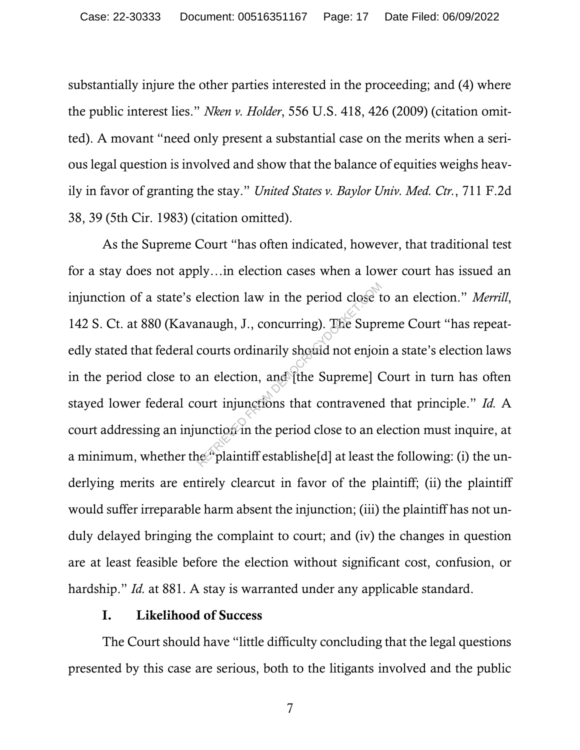substantially injure the other parties interested in the proceeding; and (4) where the public interest lies." *Nken v. Holder*, 556 U.S. 418, 426 (2009) (citation omitted). A movant "need only present a substantial case on the merits when a serious legal question is involved and show that the balance of equities weighs heavily in favor of granting the stay." *United States v. Baylor Univ. Med. Ctr.*, 711 F.2d 38, 39 (5th Cir. 1983) (citation omitted).

As the Supreme Court "has often indicated, however, that traditional test for a stay does not apply…in election cases when a lower court has issued an injunction of a state's election law in the period close to an election." *Merrill*, 142 S. Ct. at 880 (Kavanaugh, J., concurring). The Supreme Court "has repeatedly stated that federal courts ordinarily should not enjoin a state's election laws in the period close to an election, and [the Supreme] Court in turn has often stayed lower federal court injunctions that contravened that principle." *Id.* A court addressing an injunction in the period close to an election must inquire, at a minimum, whether the "plaintiff establishe[d] at least the following: (i) the underlying merits are entirely clearcut in favor of the plaintiff; (ii) the plaintiff would suffer irreparable harm absent the injunction; (iii) the plaintiff has not unduly delayed bringing the complaint to court; and (iv) the changes in question are at least feasible before the election without significant cost, confusion, or hardship." *Id.* at 881. A stay is warranted under any applicable standard.

## I. Likelihood of Success

The Court should have "little difficulty concluding that the legal questions presented by this case are serious, both to the litigants involved and the public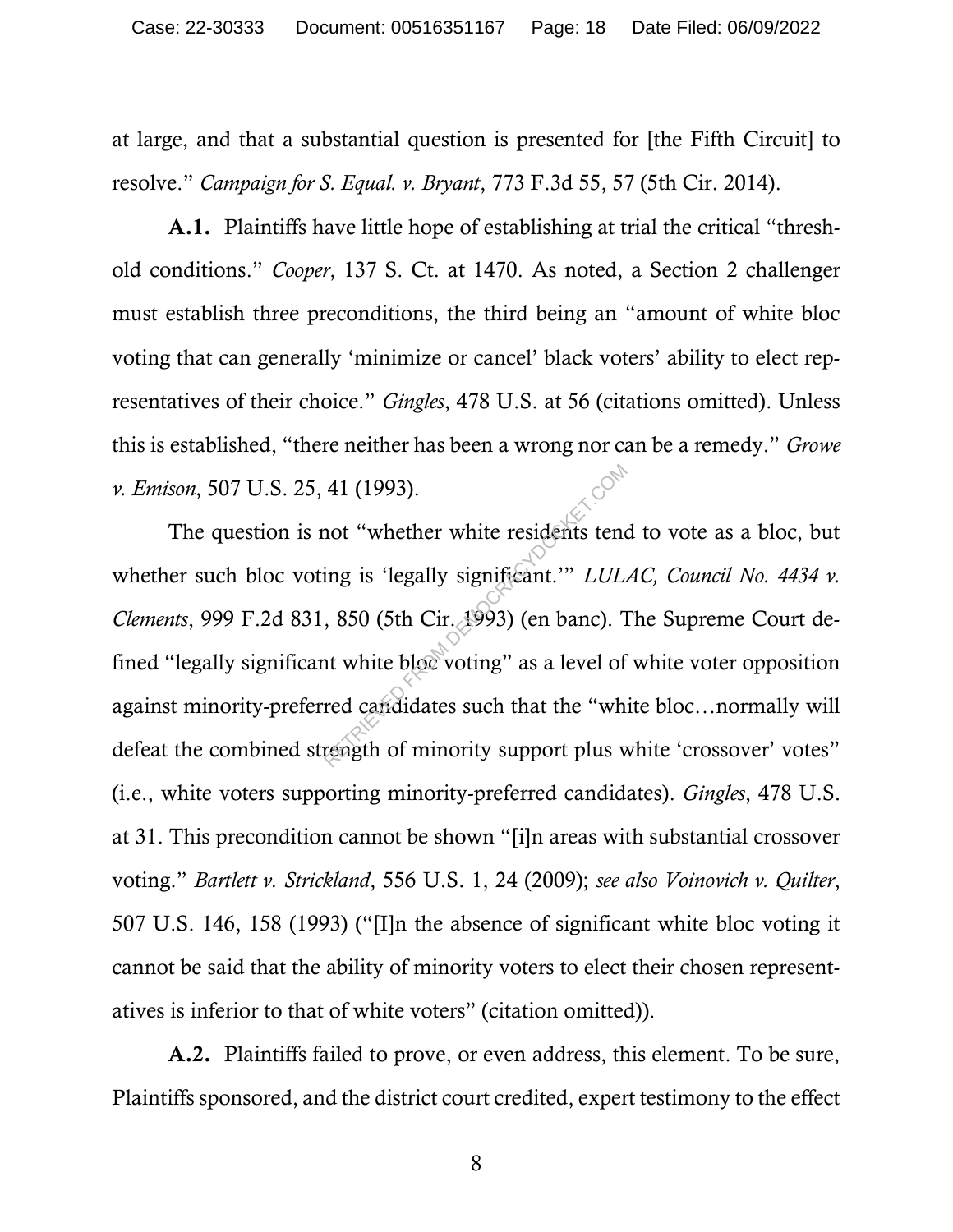at large, and that a substantial question is presented for [the Fifth Circuit] to resolve." *Campaign for S. Equal. v. Bryant*, 773 F.3d 55, 57 (5th Cir. 2014).

**A.1.** Plaintiffs have little hope of establishing at trial the critical "threshold conditions." *Cooper*, 137 S. Ct. at 1470. As noted, a Section 2 challenger must establish three preconditions, the third being an "amount of white bloc voting that can generally 'minimize or cancel' black voters' ability to elect representatives of their choice." *Gingles*, 478 U.S. at 56 (citations omitted). Unless this is established, "there neither has been a wrong nor can be a remedy." *Growe v. Emison*, 507 U.S. 25, 41 (1993).

The question is not "whether white residents tend to vote as a bloc, but whether such bloc voting is 'legally significant.'" *LULAC, Council No. 4434 v. Clements*, 999 F.2d 831, 850 (5th Cir. 1993) (en banc). The Supreme Court defined "legally significant white bloc voting" as a level of white voter opposition against minority-preferred candidates such that the "white bloc…normally will defeat the combined strength of minority support plus white 'crossover' votes" (i.e., white voters supporting minority-preferred candidates). *Gingles*, 478 U.S. at 31. This precondition cannot be shown "[i]n areas with substantial crossover voting." *Bartlett v. Strickland*, 556 U.S. 1, 24 (2009); *see also Voinovich v. Quilter*, 507 U.S. 146, 158 (1993) ("[I]n the absence of significant white bloc voting it cannot be said that the ability of minority voters to elect their chosen representatives is inferior to that of white voters" (citation omitted)).

**A.2.** Plaintiffs failed to prove, or even address, this element. To be sure, Plaintiffs sponsored, and the district court credited, expert testimony to the effect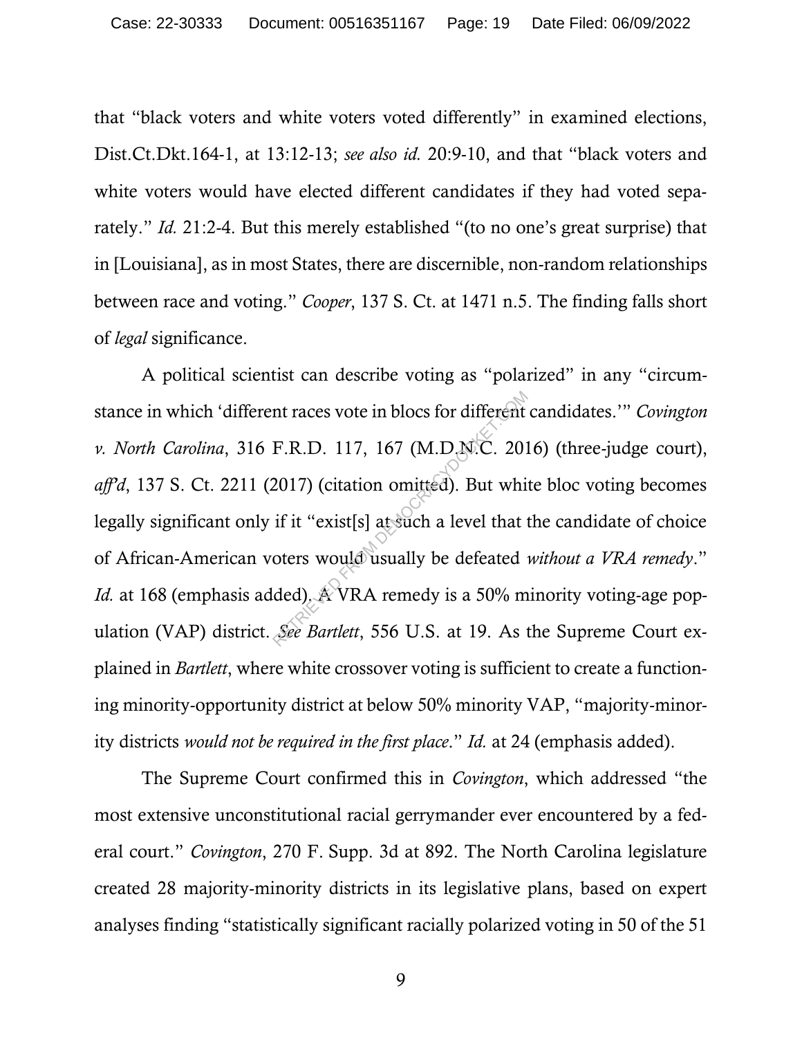that "black voters and white voters voted differently" in examined elections, Dist.Ct.Dkt.164-1, at 13:12-13; *see also id.* 20:9-10, and that "black voters and white voters would have elected different candidates if they had voted separately." *Id.* 21:2-4. But this merely established "(to no one's great surprise) that in [Louisiana], as in most States, there are discernible, non-random relationships between race and voting." *Cooper*, 137 S. Ct. at 1471 n.5. The finding falls short of *legal* significance.

A political scientist can describe voting as "polarized" in any "circumstance in which 'different races vote in blocs for different candidates.'" *Covington v. North Carolina*, 316 F.R.D. 117, 167 (M.D.N.C. 2016) (three-judge court), *aff'd*, 137 S. Ct. 2211 (2017) (citation omitted). But white bloc voting becomes legally significant only if it "exist[s] at such a level that the candidate of choice of African-American voters would usually be defeated *without a VRA remedy*." *Id.* at 168 (emphasis added). A VRA remedy is a 50% minority voting-age population (VAP) district. *See Bartlett*, 556 U.S. at 19. As the Supreme Court explained in *Bartlett*, where white crossover voting is sufficient to create a functioning minority-opportunity district at below 50% minority VAP, "majority-minority districts *would not be required in the first place*." *Id.* at 24 (emphasis added).

The Supreme Court confirmed this in *Covington*, which addressed "the most extensive unconstitutional racial gerrymander ever encountered by a federal court." *Covington*, 270 F. Supp. 3d at 892. The North Carolina legislature created 28 majority-minority districts in its legislative plans, based on expert analyses finding "statistically significant racially polarized voting in 50 of the 51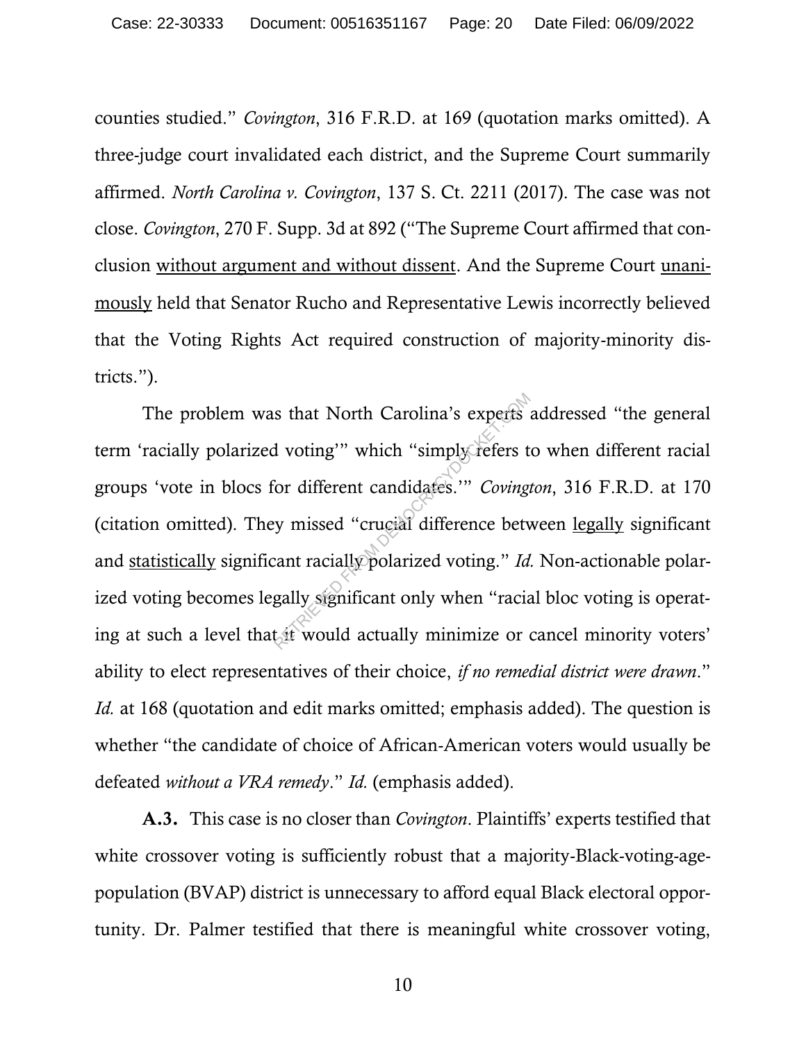counties studied." *Covington*, 316 F.R.D. at 169 (quotation marks omitted). A three-judge court invalidated each district, and the Supreme Court summarily affirmed. *North Carolina v. Covington*, 137 S. Ct. 2211 (2017). The case was not close. *Covington*, 270 F. Supp. 3d at 892 ("The Supreme Court affirmed that conclusion <u>without argument and without dissent</u>. And the Supreme Court <u>unanimously</u> held that Senator Rucho and Representative Lewis incorrectly believed that the Voting Rights Act required construction of majority-minority districts.").

The problem was that North Carolina's experts addressed "the general term 'racially polarized voting'" which "simply refers to when different racial groups 'vote in blocs for different candidates.'" *Covington*, 316 F.R.D. at 170 (citation omitted). They missed "crucial difference between <u>legally</u> significant and <u>statistically</u> significant racially polarized voting." *Id.* Non-actionable polarized voting becomes legally significant only when "racial bloc voting is operating at such a level that it would actually minimize or cancel minority voters' ability to elect representatives of their choice, *if no remedial district were drawn*." *Id.* at 168 (quotation and edit marks omitted; emphasis added). The question is whether "the candidate of choice of African-American voters would usually be defeated *without a VRA remedy*." *Id.* (emphasis added).

**A.3.** This case is no closer than *Covington*. Plaintiffs' experts testified that white crossover voting is sufficiently robust that a majority-Black-voting-age-population (BVAP) district is unnecessary to afford equal Black electoral opportunity. Dr. Palmer testified that there is meaningful white crossover voting,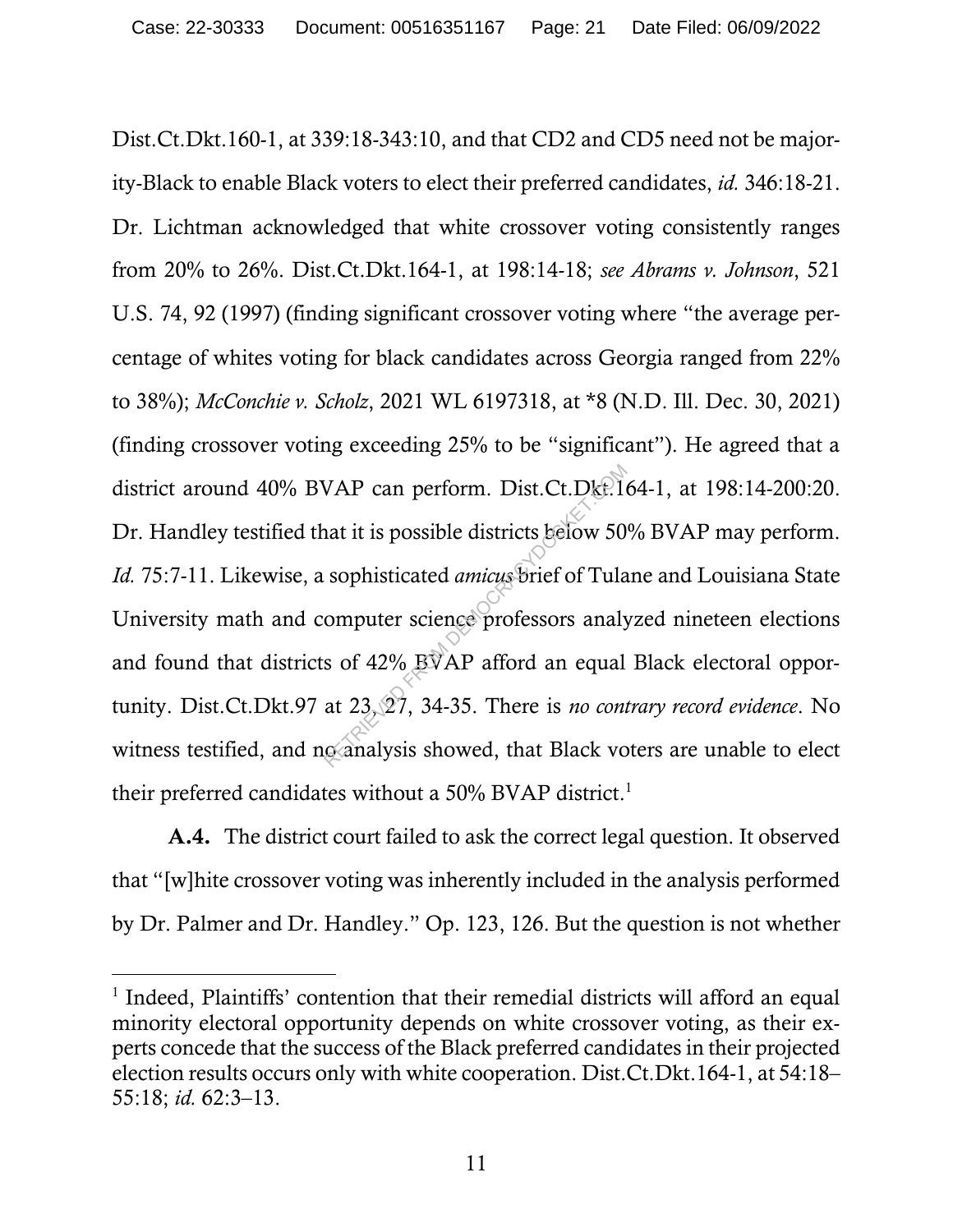Dist.Ct.Dkt.160-1, at 339:18-343:10, and that CD2 and CD5 need not be majority-Black to enable Black voters to elect their preferred candidates, *id.* 346:18-21. Dr. Lichtman acknowledged that white crossover voting consistently ranges from 20% to 26%. Dist.Ct.Dkt.164-1, at 198:14-18; *see Abrams v. Johnson*, 521 U.S. 74, 92 (1997) (finding significant crossover voting where "the average percentage of whites voting for black candidates across Georgia ranged from 22% to 38%); *McConchie v. Scholz*, 2021 WL 6197318, at *8 (N.D. Ill. Dec. 30, 2021) (finding crossover voting exceeding 25% to be "significant"). He agreed that a district around 40% BVAP can perform. Dist.Ct.Dkt.164-1, at 198:14-200:20. Dr. Handley testified that it is possible districts below 50% BVAP may perform. *Id.* 75:7-11. Likewise, a sophisticated *amicus* brief of Tulane and Louisiana State University math and computer science professors analyzed nineteen elections and found that districts of 42% BVAP afford an equal Black electoral opportunity. Dist.Ct.Dkt.97 at 23, 27, 34-35. There is *no contrary record evidence*. No witness testified, and no analysis showed, that Black voters are unable to elect their preferred candidates without a 50% BVAP district.[1]

**A.4.** The district court failed to ask the correct legal question. It observed that "[w]hite crossover voting was inherently included in the analysis performed by Dr. Palmer and Dr. Handley." Op. 123, 126. But the question is not whether

---

[1] Indeed, Plaintiffs' contention that their remedial districts will afford an equal minority electoral opportunity depends on white crossover voting, as their experts concede that the success of the Black preferred candidates in their projected election results occurs only with white cooperation. Dist.Ct.Dkt.164-1, at 54:18–55:18; *id.* 62:3–13.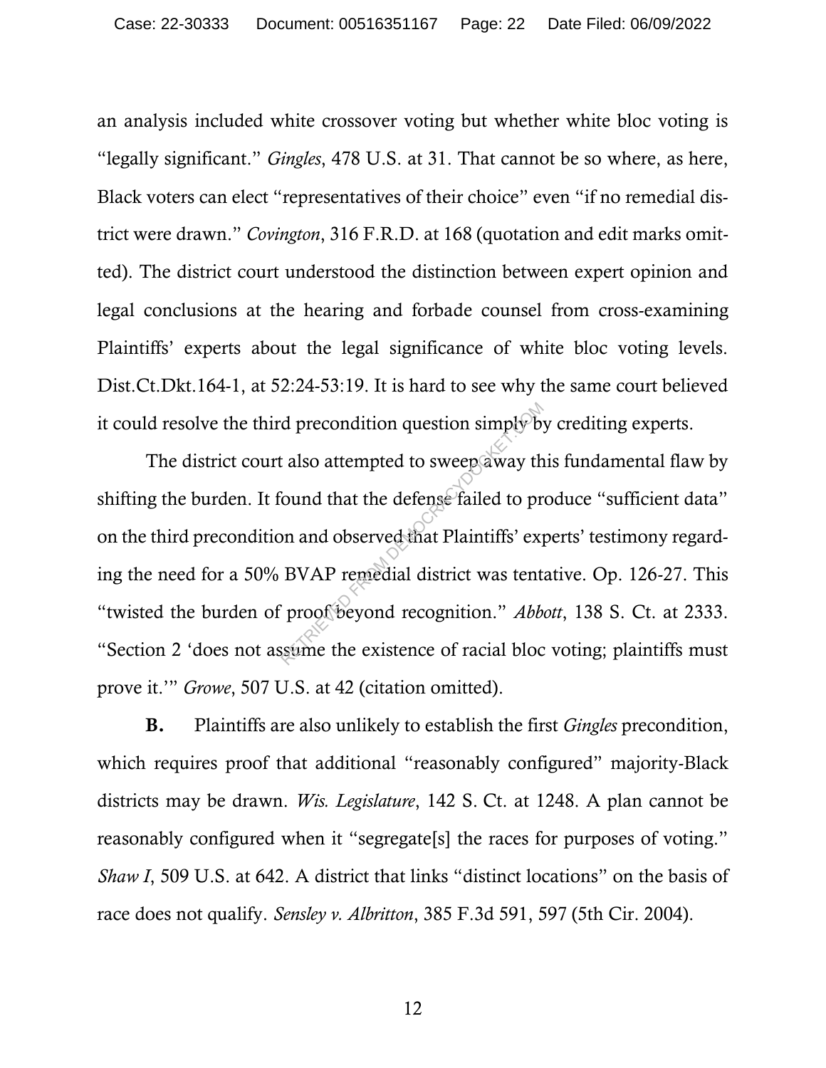an analysis included white crossover voting but whether white bloc voting is "legally significant." *Gingles*, 478 U.S. at 31. That cannot be so where, as here, Black voters can elect "representatives of their choice" even "if no remedial district were drawn." *Covington*, 316 F.R.D. at 168 (quotation and edit marks omitted). The district court understood the distinction between expert opinion and legal conclusions at the hearing and forbade counsel from cross-examining Plaintiffs' experts about the legal significance of white bloc voting levels. Dist.Ct.Dkt.164-1, at 52:24-53:19. It is hard to see why the same court believed it could resolve the third precondition question simply by crediting experts.

The district court also attempted to sweep away this fundamental flaw by shifting the burden. It found that the defense failed to produce "sufficient data" on the third precondition and observed that Plaintiffs' experts' testimony regarding the need for a 50% BVAP remedial district was tentative. Op. 126-27. This "twisted the burden of proof beyond recognition." *Abbott*, 138 S. Ct. at 2333. "Section 2 'does not assume the existence of racial bloc voting; plaintiffs must prove it.'" *Growe*, 507 U.S. at 42 (citation omitted).

**B.** Plaintiffs are also unlikely to establish the first *Gingles* precondition, which requires proof that additional "reasonably configured" majority-Black districts may be drawn. *Wis. Legislature*, 142 S. Ct. at 1248. A plan cannot be reasonably configured when it "segregate[s] the races for purposes of voting." *Shaw I*, 509 U.S. at 642. A district that links "distinct locations" on the basis of race does not qualify. *Sensley v. Albritton*, 385 F.3d 591, 597 (5th Cir. 2004).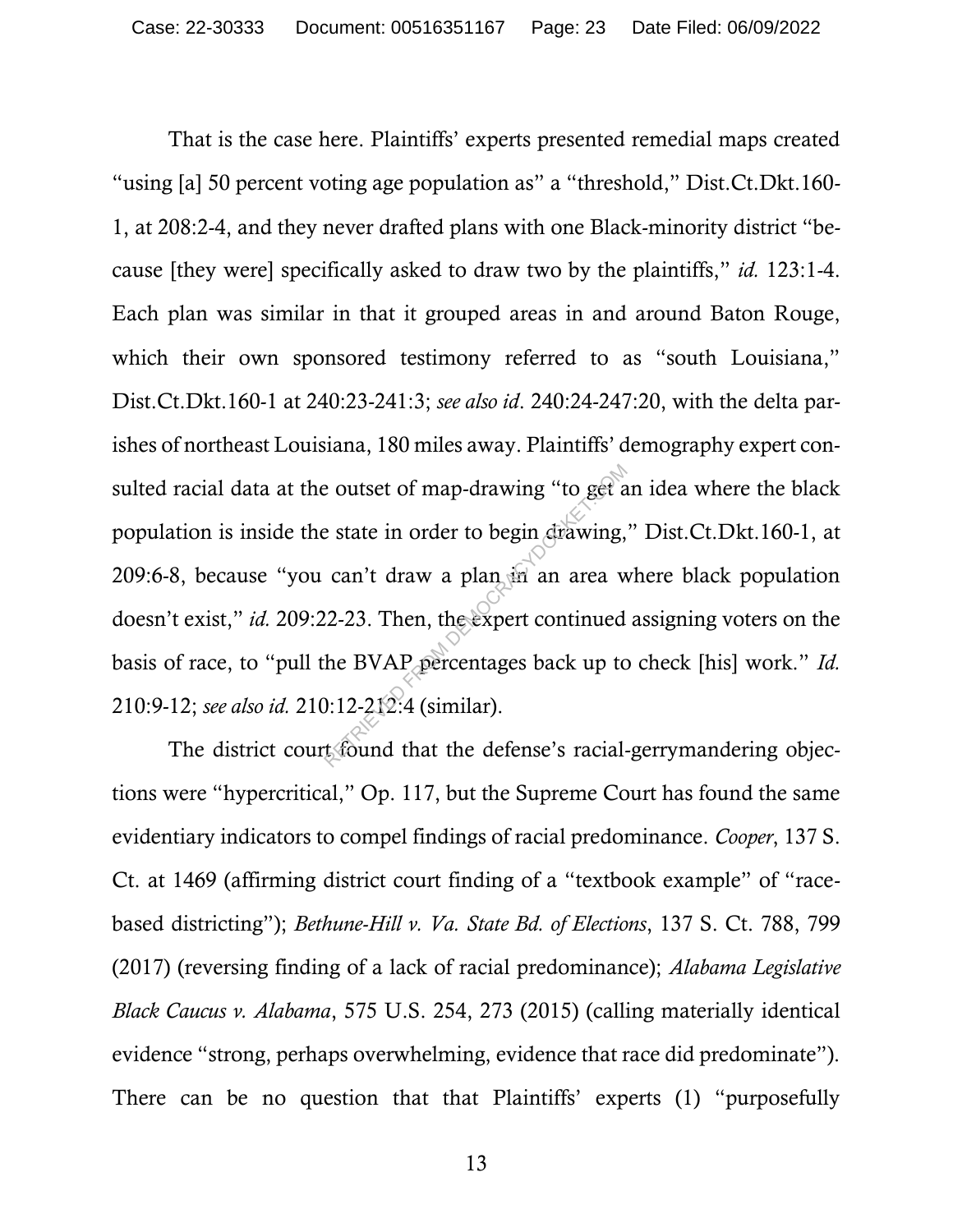That is the case here. Plaintiffs' experts presented remedial maps created "using [a] 50 percent voting age population as" a "threshold," Dist.Ct.Dkt.160-1, at 208:2-4, and they never drafted plans with one Black-minority district "because [they were] specifically asked to draw two by the plaintiffs," *id.* 123:1-4. Each plan was similar in that it grouped areas in and around Baton Rouge, which their own sponsored testimony referred to as "south Louisiana," Dist.Ct.Dkt.160-1 at 240:23-241:3; *see also id*. 240:24-247:20, with the delta parishes of northeast Louisiana, 180 miles away. Plaintiffs' demography expert consulted racial data at the outset of map-drawing "to get an idea where the black population is inside the state in order to begin drawing," Dist.Ct.Dkt.160-1, at 209:6-8, because "you can't draw a plan in an area where black population doesn't exist," *id.* 209:22-23. Then, the expert continued assigning voters on the basis of race, to "pull the BVAP percentages back up to check [his] work." *Id.* 210:9-12; *see also id.* 210:12-212:4 (similar).

The district court found that the defense's racial-gerrymandering objections were "hypercritical," Op. 117, but the Supreme Court has found the same evidentiary indicators to compel findings of racial predominance. *Cooper*, 137 S. Ct. at 1469 (affirming district court finding of a "textbook example" of "race-based districting"); *Bethune-Hill v. Va. State Bd. of Elections*, 137 S. Ct. 788, 799 (2017) (reversing finding of a lack of racial predominance); *Alabama Legislative Black Caucus v. Alabama*, 575 U.S. 254, 273 (2015) (calling materially identical evidence "strong, perhaps overwhelming, evidence that race did predominate"). There can be no question that that Plaintiffs' experts (1) "purposefully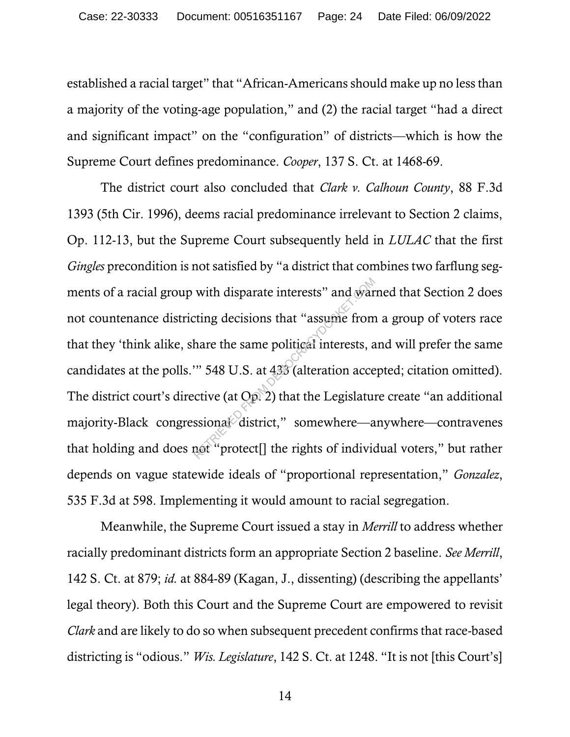established a racial target" that "African-Americans should make up no less than a majority of the voting-age population," and (2) the racial target "had a direct and significant impact" on the "configuration" of districts—which is how the Supreme Court defines predominance. *Cooper*, 137 S. Ct. at 1468-69.

The district court also concluded that *Clark v. Calhoun County*, 88 F.3d 1393 (5th Cir. 1996), deems racial predominance irrelevant to Section 2 claims, Op. 112-13, but the Supreme Court subsequently held in *LULAC* that the first *Gingles* precondition is not satisfied by "a district that combines two farflung segments of a racial group with disparate interests" and warned that Section 2 does not countenance districting decisions that "assume from a group of voters race that they 'think alike, share the same political interests, and will prefer the same candidates at the polls.'" 548 U.S. at 433 (alteration accepted; citation omitted). The district court's directive (at Op. 2) that the Legislature create "an additional majority-Black congressional district," somewhere—anywhere—contravenes that holding and does not "protect[] the rights of individual voters," but rather depends on vague statewide ideals of "proportional representation," *Gonzalez*, 535 F.3d at 598. Implementing it would amount to racial segregation.

Meanwhile, the Supreme Court issued a stay in *Merrill* to address whether racially predominant districts form an appropriate Section 2 baseline. *See Merrill*, 142 S. Ct. at 879; *id.* at 884-89 (Kagan, J., dissenting) (describing the appellants' legal theory). Both this Court and the Supreme Court are empowered to revisit *Clark* and are likely to do so when subsequent precedent confirms that race-based districting is "odious." *Wis. Legislature*, 142 S. Ct. at 1248. "It is not [this Court's]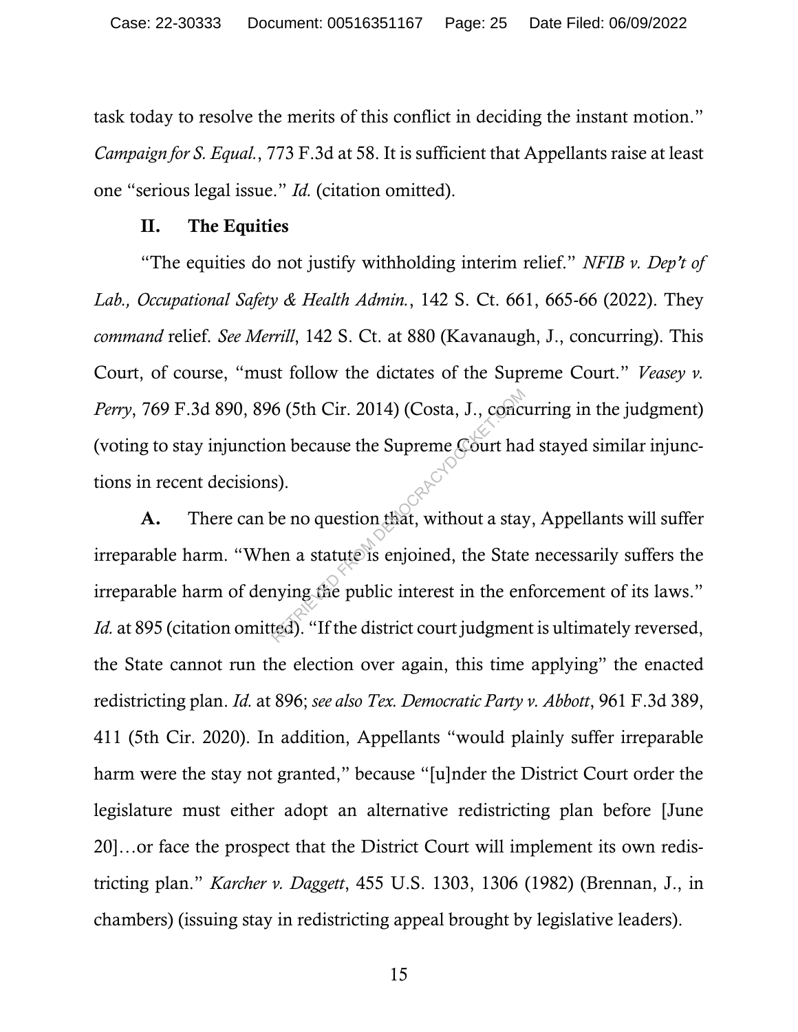task today to resolve the merits of this conflict in deciding the instant motion." *Campaign for S. Equal.*, 773 F.3d at 58. It is sufficient that Appellants raise at least one "serious legal issue." *Id.* (citation omitted).

## II. The Equities

"The equities do not justify withholding interim relief." *NFIB v. Dep't of Lab., Occupational Safety & Health Admin.*, 142 S. Ct. 661, 665-66 (2022). They *command* relief. *See Merrill*, 142 S. Ct. at 880 (Kavanaugh, J., concurring). This Court, of course, "must follow the dictates of the Supreme Court." *Veasey v. Perry*, 769 F.3d 890, 896 (5th Cir. 2014) (Costa, J., concurring in the judgment) (voting to stay injunction because the Supreme Court had stayed similar injunctions in recent decisions).

**A.** There can be no question that, without a stay, Appellants will suffer irreparable harm. "When a statute is enjoined, the State necessarily suffers the irreparable harm of denying the public interest in the enforcement of its laws." *Id.* at 895 (citation omitted). "If the district court judgment is ultimately reversed, the State cannot run the election over again, this time applying" the enacted redistricting plan. *Id.* at 896; *see also Tex. Democratic Party v. Abbott*, 961 F.3d 389, 411 (5th Cir. 2020). In addition, Appellants "would plainly suffer irreparable harm were the stay not granted," because "[u]nder the District Court order the legislature must either adopt an alternative redistricting plan before [June 20]…or face the prospect that the District Court will implement its own redistricting plan." *Karcher v. Daggett*, 455 U.S. 1303, 1306 (1982) (Brennan, J., in chambers) (issuing stay in redistricting appeal brought by legislative leaders).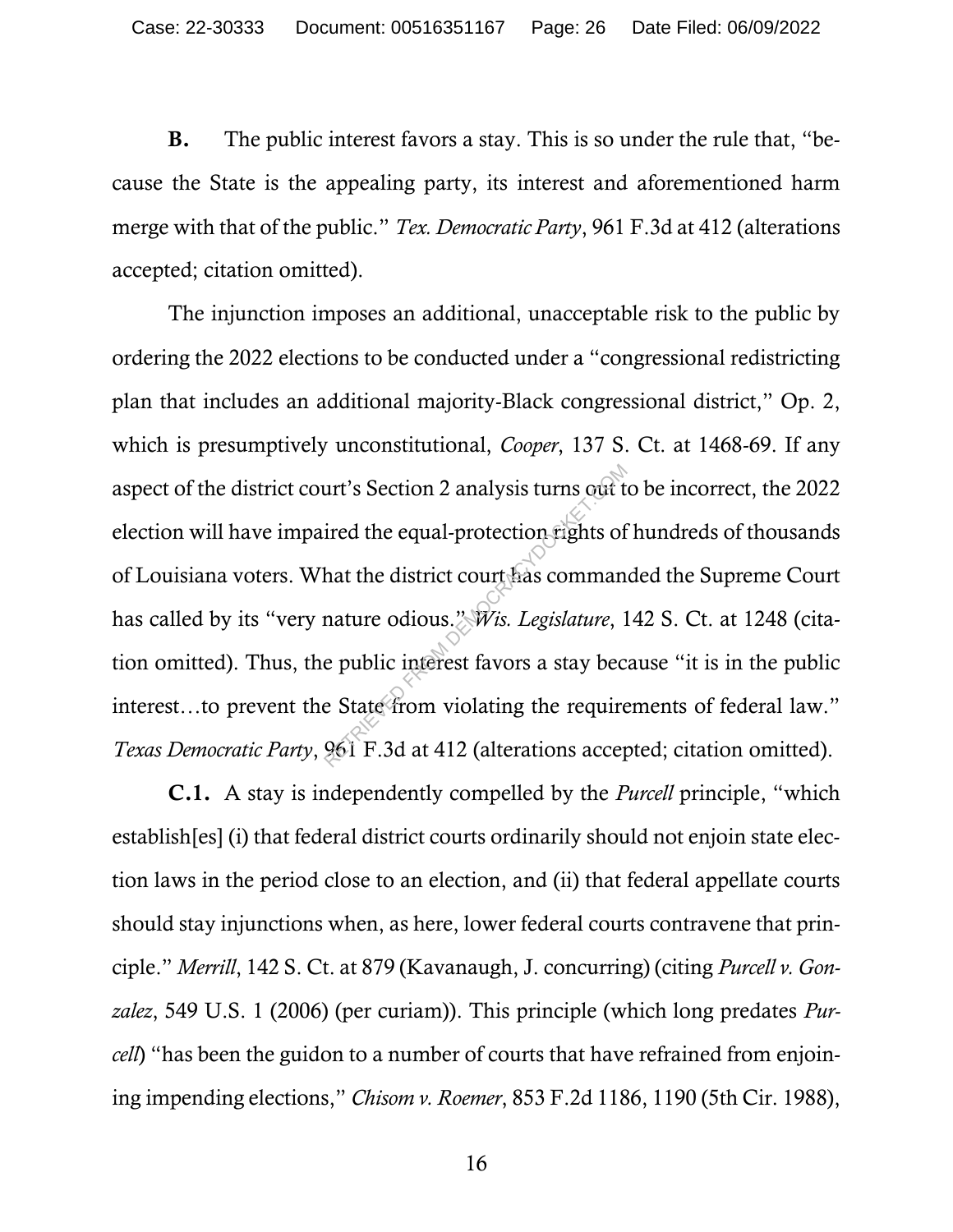**B.** The public interest favors a stay. This is so under the rule that, "because the State is the appealing party, its interest and aforementioned harm merge with that of the public." *Tex. Democratic Party*, 961 F.3d at 412 (alterations accepted; citation omitted).

The injunction imposes an additional, unacceptable risk to the public by ordering the 2022 elections to be conducted under a "congressional redistricting plan that includes an additional majority-Black congressional district," Op. 2, which is presumptively unconstitutional, *Cooper*, 137 S. Ct. at 1468-69. If any aspect of the district court's Section 2 analysis turns out to be incorrect, the 2022 election will have impaired the equal-protection rights of hundreds of thousands of Louisiana voters. What the district court has commanded the Supreme Court has called by its "very nature odious." *Wis. Legislature*, 142 S. Ct. at 1248 (citation omitted). Thus, the public interest favors a stay because "it is in the public interest…to prevent the State from violating the requirements of federal law." *Texas Democratic Party*, 961 F.3d at 412 (alterations accepted; citation omitted).

**C.1.** A stay is independently compelled by the *Purcell* principle, "which establish[es] (i) that federal district courts ordinarily should not enjoin state election laws in the period close to an election, and (ii) that federal appellate courts should stay injunctions when, as here, lower federal courts contravene that principle." *Merrill*, 142 S. Ct. at 879 (Kavanaugh, J. concurring) (citing *Purcell v. Gonzalez*, 549 U.S. 1 (2006) (per curiam)). This principle (which long predates *Purcell*) "has been the guidon to a number of courts that have refrained from enjoining impending elections," *Chisom v. Roemer*, 853 F.2d 1186, 1190 (5th Cir. 1988),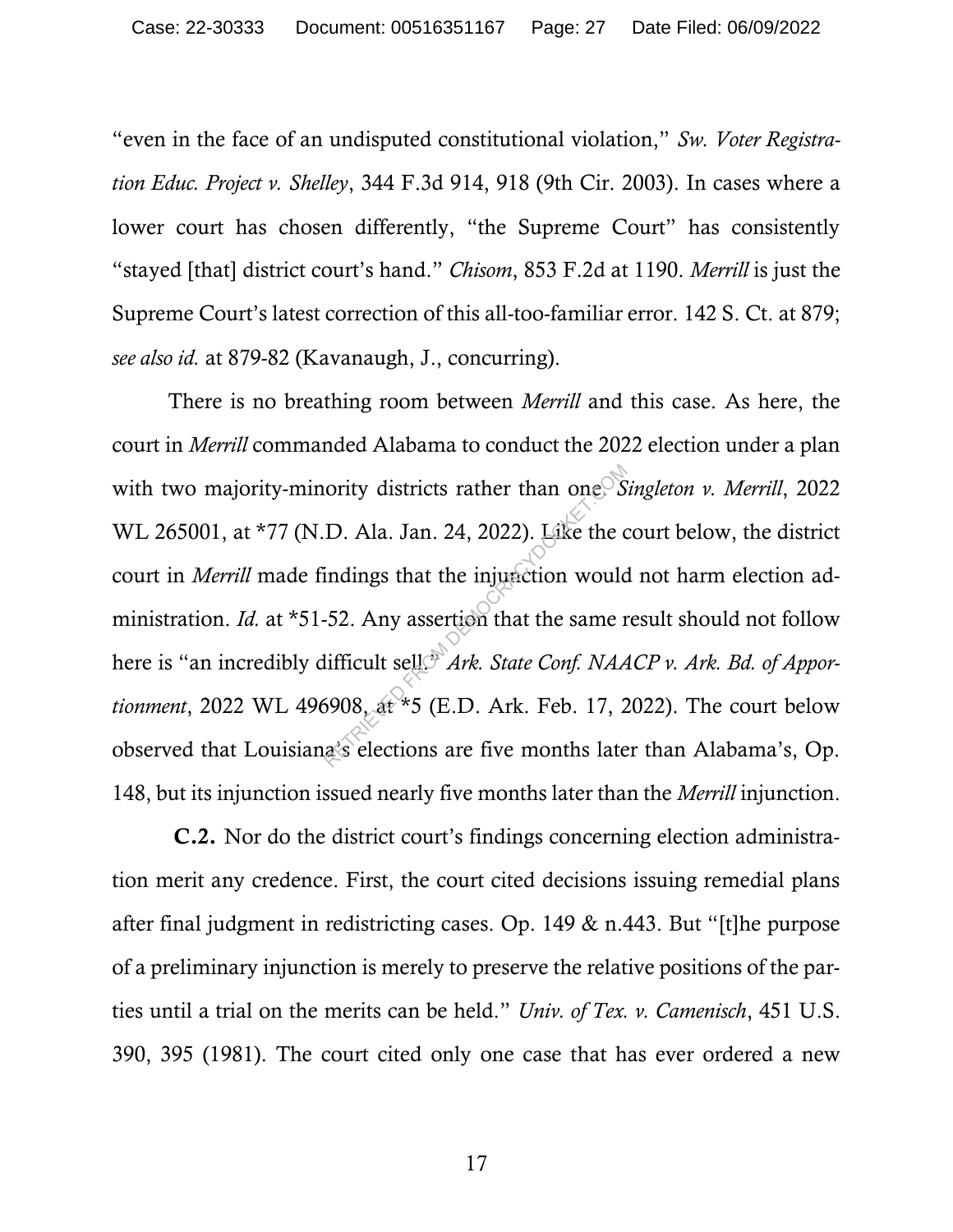"even in the face of an undisputed constitutional violation," *Sw. Voter Registration Educ. Project v. Shelley*, 344 F.3d 914, 918 (9th Cir. 2003). In cases where a lower court has chosen differently, "the Supreme Court" has consistently "stayed [that] district court's hand." *Chisom*, 853 F.2d at 1190. *Merrill* is just the Supreme Court's latest correction of this all-too-familiar error. 142 S. Ct. at 879; *see also id.* at 879-82 (Kavanaugh, J., concurring).

There is no breathing room between *Merrill* and this case. As here, the court in *Merrill* commanded Alabama to conduct the 2022 election under a plan with two majority-minority districts rather than one. *Singleton v. Merrill*, 2022 WL 265001, at *77 (N.D. Ala. Jan. 24, 2022). Like the court below, the district court in *Merrill* made findings that the injunction would not harm election administration. *Id.* at *51-52. Any assertion that the same result should not follow here is "an incredibly difficult sell." *Ark. State Conf. NAACP v. Ark. Bd. of Apportionment*, 2022 WL 496908, at *5 (E.D. Ark. Feb. 17, 2022). The court below observed that Louisiana's elections are five months later than Alabama's, Op. 148, but its injunction issued nearly five months later than the *Merrill* injunction.

**C.2.** Nor do the district court's findings concerning election administration merit any credence. First, the court cited decisions issuing remedial plans after final judgment in redistricting cases. Op. 149 & n.443. But "[t]he purpose of a preliminary injunction is merely to preserve the relative positions of the parties until a trial on the merits can be held." *Univ. of Tex. v. Camenisch*, 451 U.S. 390, 395 (1981). The court cited only one case that has ever ordered a new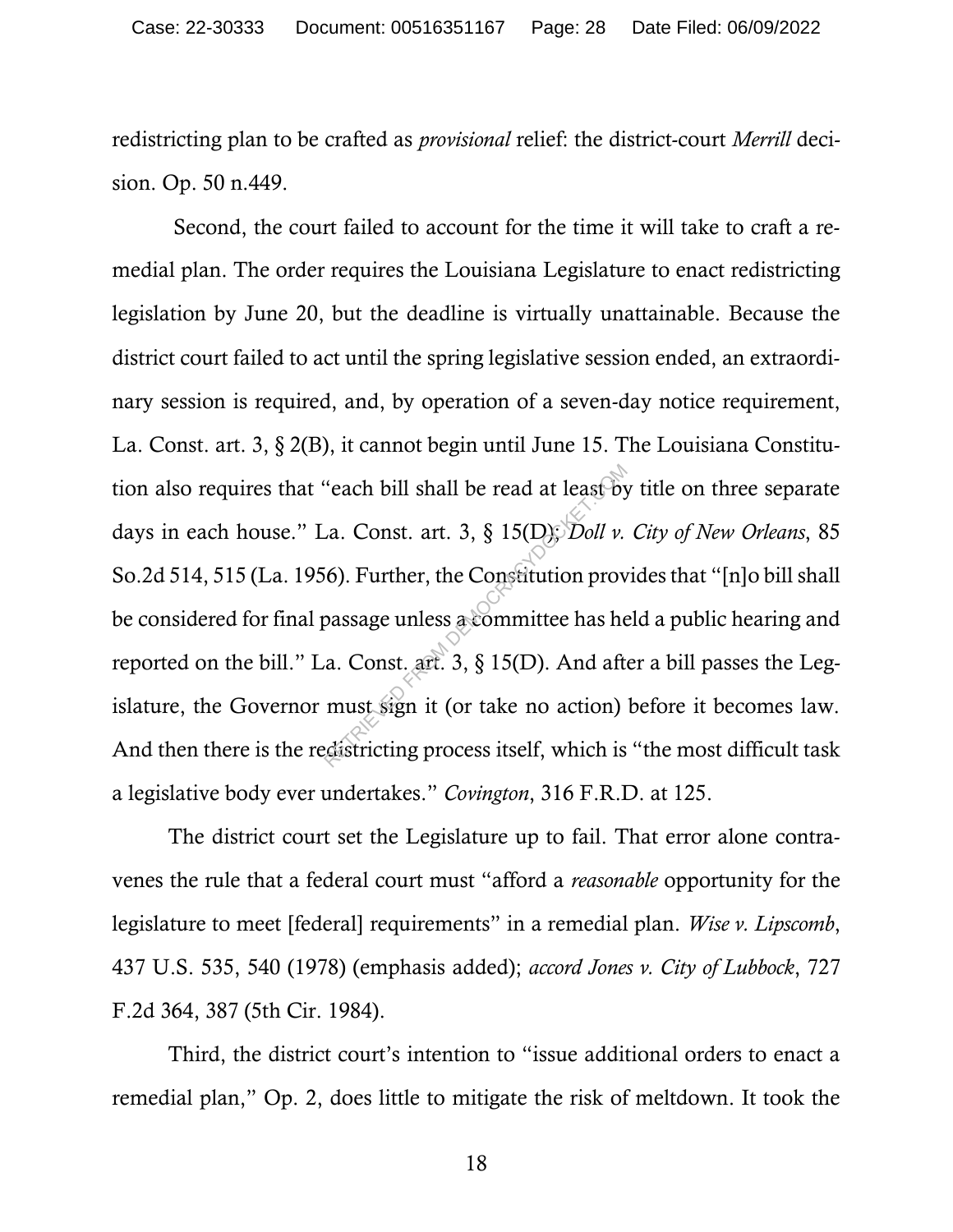redistricting plan to be crafted as *provisional* relief: the district-court *Merrill* decision. Op. 50 n.449.

Second, the court failed to account for the time it will take to craft a remedial plan. The order requires the Louisiana Legislature to enact redistricting legislation by June 20, but the deadline is virtually unattainable. Because the district court failed to act until the spring legislative session ended, an extraordinary session is required, and, by operation of a seven-day notice requirement, La. Const. art. 3, § 2(B), it cannot begin until June 15. The Louisiana Constitution also requires that "each bill shall be read at least by title on three separate days in each house." La. Const. art. 3, § 15(D); *Doll v. City of New Orleans*, 85 So.2d 514, 515 (La. 1956). Further, the Constitution provides that "[n]o bill shall be considered for final passage unless a committee has held a public hearing and reported on the bill." La. Const. art. 3, § 15(D). And after a bill passes the Legislature, the Governor must sign it (or take no action) before it becomes law. And then there is the redistricting process itself, which is "the most difficult task a legislative body ever undertakes." *Covington*, 316 F.R.D. at 125.

The district court set the Legislature up to fail. That error alone contravenes the rule that a federal court must "afford a *reasonable* opportunity for the legislature to meet [federal] requirements" in a remedial plan. *Wise v. Lipscomb*, 437 U.S. 535, 540 (1978) (emphasis added); *accord Jones v. City of Lubbock*, 727 F.2d 364, 387 (5th Cir. 1984).

Third, the district court's intention to "issue additional orders to enact a remedial plan," Op. 2, does little to mitigate the risk of meltdown. It took the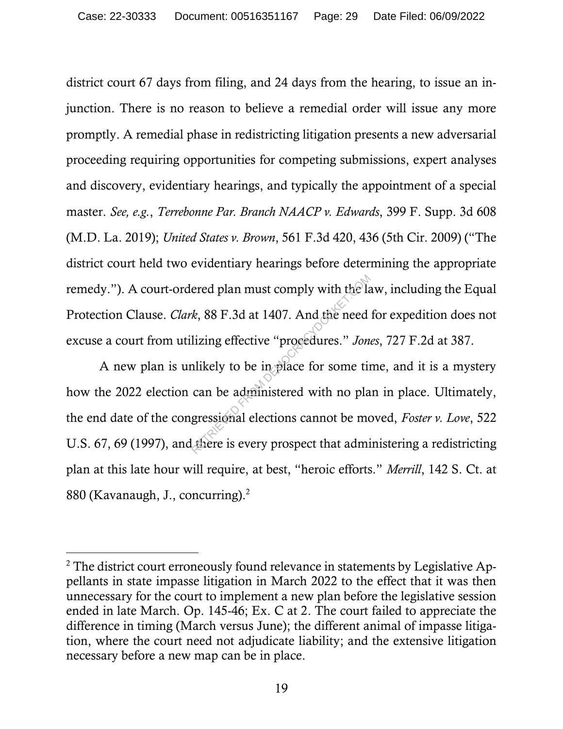district court 67 days from filing, and 24 days from the hearing, to issue an injunction. There is no reason to believe a remedial order will issue any more promptly. A remedial phase in redistricting litigation presents a new adversarial proceeding requiring opportunities for competing submissions, expert analyses and discovery, evidentiary hearings, and typically the appointment of a special master. *See, e.g.*, *Terrebonne Par. Branch NAACP v. Edwards*, 399 F. Supp. 3d 608 (M.D. La. 2019); *United States v. Brown*, 561 F.3d 420, 436 (5th Cir. 2009) ("The district court held two evidentiary hearings before determining the appropriate remedy."). A court-ordered plan must comply with the law, including the Equal Protection Clause. *Clark*, 88 F.3d at 1407. And the need for expedition does not excuse a court from utilizing effective "procedures." *Jones*, 727 F.2d at 387.

A new plan is unlikely to be in place for some time, and it is a mystery how the 2022 election can be administered with no plan in place. Ultimately, the end date of the congressional elections cannot be moved, *Foster v. Love*, 522 U.S. 67, 69 (1997), and there is every prospect that administering a redistricting plan at this late hour will require, at best, "heroic efforts." *Merrill*, 142 S. Ct. at 880 (Kavanaugh, J., concurring).[2]

[2] The district court erroneously found relevance in statements by Legislative Appellants in state impasse litigation in March 2022 to the effect that it was then unnecessary for the court to implement a new plan before the legislative session ended in late March. Op. 145-46; Ex. C at 2. The court failed to appreciate the difference in timing (March versus June); the different animal of impasse litigation, where the court need not adjudicate liability; and the extensive litigation necessary before a new map can be in place.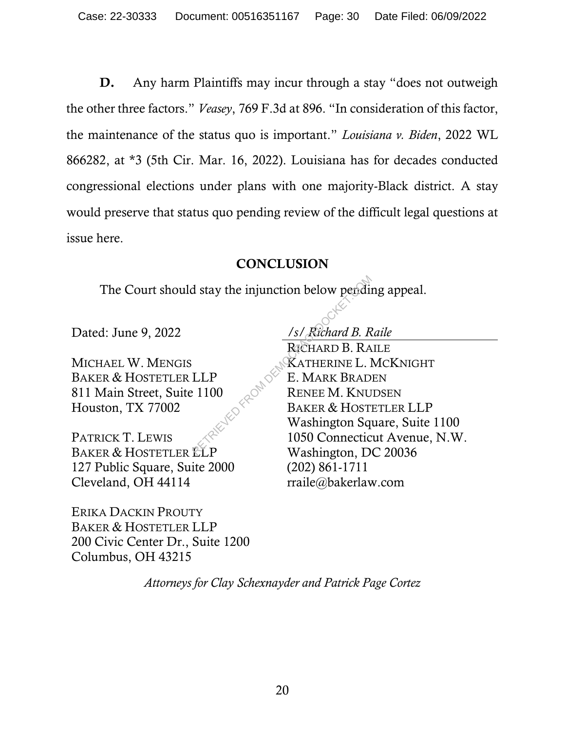**D.** Any harm Plaintiffs may incur through a stay "does not outweigh the other three factors." *Veasey*, 769 F.3d at 896. "In consideration of this factor, the maintenance of the status quo is important." *Louisiana v. Biden*, 2022 WL 866282, at *3 (5th Cir. Mar. 16, 2022). Louisiana has for decades conducted congressional elections under plans with one majority-Black district. A stay would preserve that status quo pending review of the difficult legal questions at issue here.

## CONCLUSION

The Court should stay the injunction below pending appeal.

Dated: June 9, 2022

*/s/ Richard B. Raile*
RICHARD B. RAILE
KATHERINE L. MCKNIGHT
E. MARK BRADEN
RENEE M. KNUDSEN
BAKER & HOSTETLER LLP
Washington Square, Suite 1100
1050 Connecticut Avenue, N.W.
Washington, DC 20036
(202) 861-1711
rraile@bakerlaw.com

MICHAEL W. MENGIS
BAKER & HOSTETLER LLP
811 Main Street, Suite 1100
Houston, TX 77002

PATRICK T. LEWIS
BAKER & HOSTETLER LLP
127 Public Square, Suite 2000
Cleveland, OH 44114

ERIKA DACKIN PROUTY
BAKER & HOSTETLER LLP
200 Civic Center Dr., Suite 1200
Columbus, OH 43215

*Attorneys for Clay Schexnayder and Patrick Page Cortez*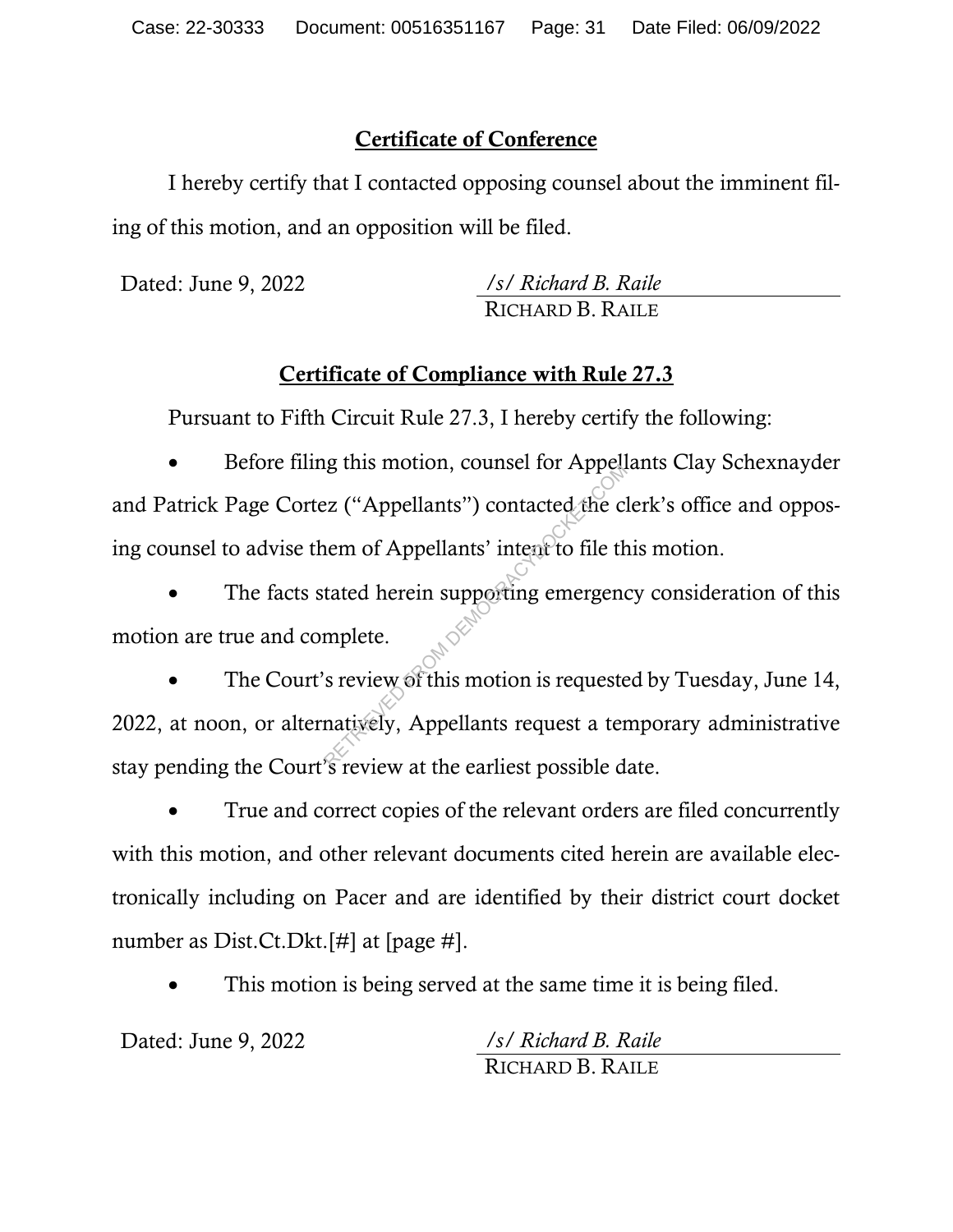## Certificate of Conference

I hereby certify that I contacted opposing counsel about the imminent filing of this motion, and an opposition will be filed.

Dated: June 9, 2022

*/s/ Richard B. Raile*
RICHARD B. RAILE

## Certificate of Compliance with Rule 27.3

Pursuant to Fifth Circuit Rule 27.3, I hereby certify the following:

- Before filing this motion, counsel for Appellants Clay Schexnayder and Patrick Page Cortez ("Appellants") contacted the clerk's office and opposing counsel to advise them of Appellants' intent to file this motion.
- The facts stated herein supporting emergency consideration of this motion are true and complete.
- The Court's review of this motion is requested by Tuesday, June 14, 2022, at noon, or alternatively, Appellants request a temporary administrative stay pending the Court's review at the earliest possible date.
- True and correct copies of the relevant orders are filed concurrently with this motion, and other relevant documents cited herein are available electronically including on Pacer and are identified by their district court docket number as Dist.Ct.Dkt.[#] at [page #].
- This motion is being served at the same time it is being filed.

Dated: June 9, 2022

*/s/ Richard B. Raile*
RICHARD B. RAILE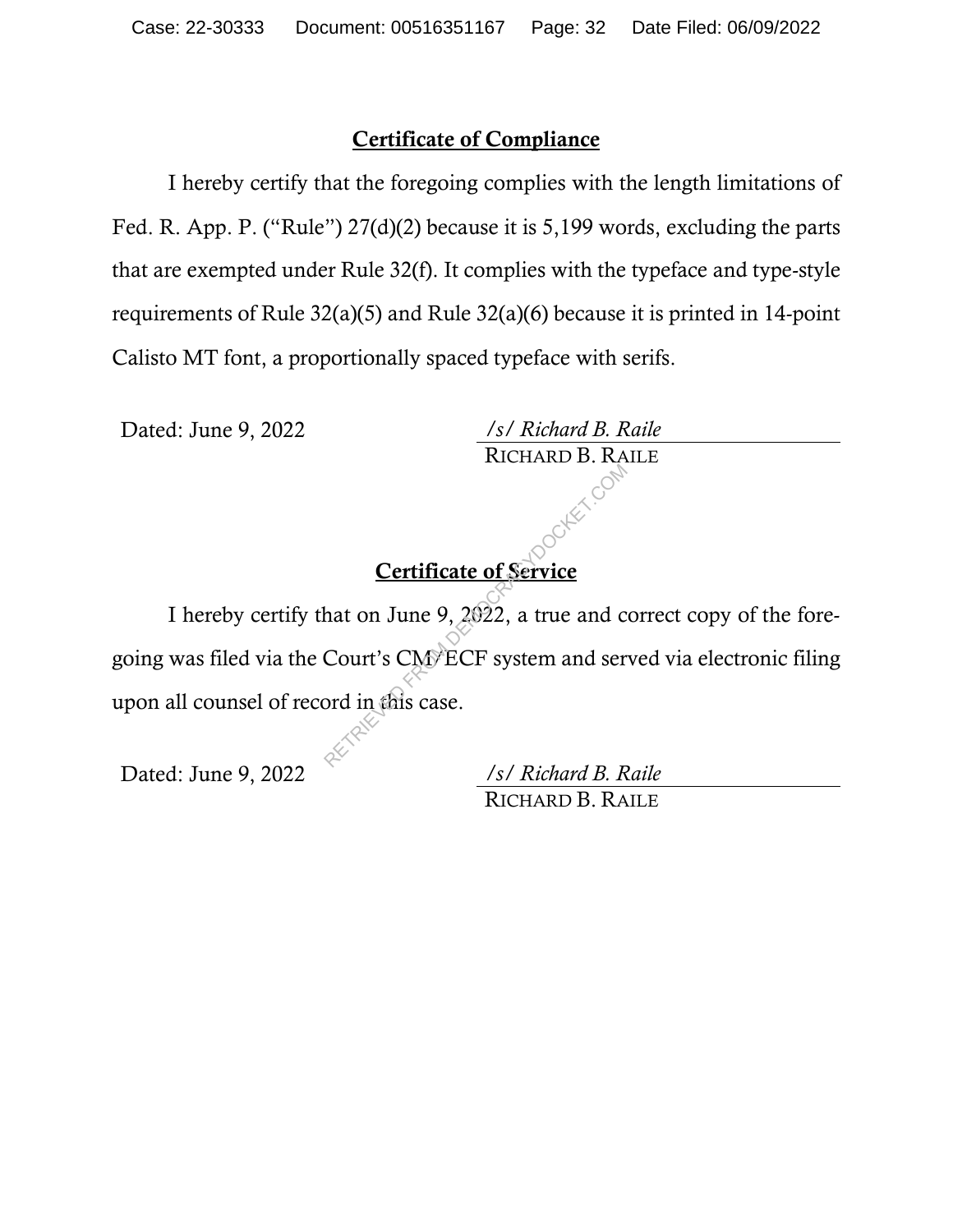## Certificate of Compliance

I hereby certify that the foregoing complies with the length limitations of Fed. R. App. P. ("Rule") 27(d)(2) because it is 5,199 words, excluding the parts that are exempted under Rule 32(f). It complies with the typeface and type-style requirements of Rule 32(a)(5) and Rule 32(a)(6) because it is printed in 14-point Calisto MT font, a proportionally spaced typeface with serifs.

Dated: June 9, 2022

*/s/ Richard B. Raile*
RICHARD B. RAILE

## Certificate of Service

I hereby certify that on June 9, 2022, a true and correct copy of the foregoing was filed via the Court's CM/ECF system and served via electronic filing upon all counsel of record in this case.

Dated: June 9, 2022

*/s/ Richard B. Raile*
RICHARD B. RAILE